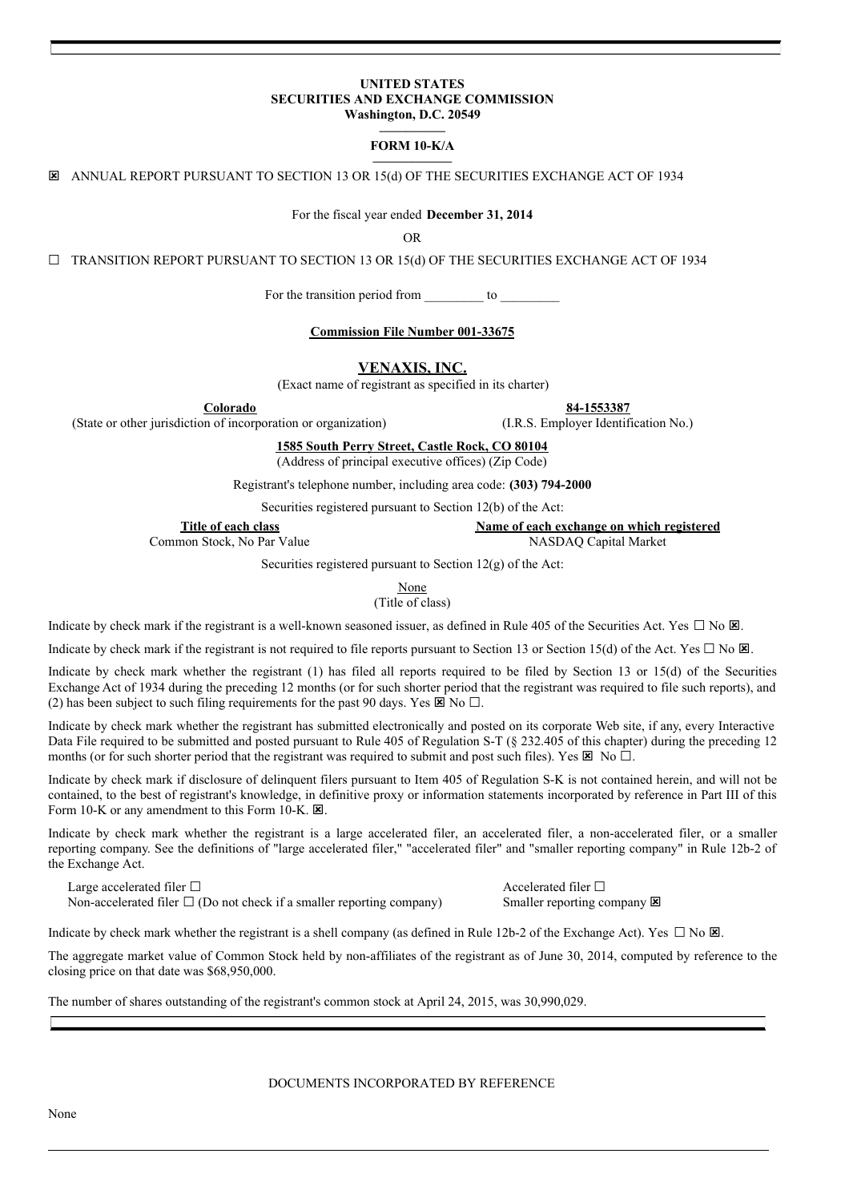**UNITED STATES**
**SECURITIES AND EXCHANGE COMMISSION**
**Washington, D.C. 20549**

**FORM 10-K/A**

☒ ANNUAL REPORT PURSUANT TO SECTION 13 OR 15(d) OF THE SECURITIES EXCHANGE ACT OF 1934

For the fiscal year ended **December 31, 2014**

OR

☐ TRANSITION REPORT PURSUANT TO SECTION 13 OR 15(d) OF THE SECURITIES EXCHANGE ACT OF 1934

For the transition period from _________ to _________

**Commission File Number 001-33675**

**VENAXIS, INC.**

(Exact name of registrant as specified in its charter)

| **Colorado** | **84-1553387** |
|---|---|
| (State or other jurisdiction of incorporation or organization) | (I.R.S. Employer Identification No.) |

**1585 South Perry Street, Castle Rock, CO 80104**
(Address of principal executive offices) (Zip Code)

Registrant's telephone number, including area code: **(303) 794-2000**

Securities registered pursuant to Section 12(b) of the Act:

| **Title of each class** | **Name of each exchange on which registered** |
|---|---|
| Common Stock, No Par Value | NASDAQ Capital Market |

Securities registered pursuant to Section 12(g) of the Act:

None
(Title of class)

Indicate by check mark if the registrant is a well-known seasoned issuer, as defined in Rule 405 of the Securities Act. Yes ☐ No ☒.

Indicate by check mark if the registrant is not required to file reports pursuant to Section 13 or Section 15(d) of the Act. Yes ☐ No ☒.

Indicate by check mark whether the registrant (1) has filed all reports required to be filed by Section 13 or 15(d) of the Securities Exchange Act of 1934 during the preceding 12 months (or for such shorter period that the registrant was required to file such reports), and (2) has been subject to such filing requirements for the past 90 days. Yes ☒ No ☐.

Indicate by check mark whether the registrant has submitted electronically and posted on its corporate Web site, if any, every Interactive Data File required to be submitted and posted pursuant to Rule 405 of Regulation S-T (§ 232.405 of this chapter) during the preceding 12 months (or for such shorter period that the registrant was required to submit and post such files). Yes ☒ No ☐.

Indicate by check mark if disclosure of delinquent filers pursuant to Item 405 of Regulation S-K is not contained herein, and will not be contained, to the best of registrant's knowledge, in definitive proxy or information statements incorporated by reference in Part III of this Form 10-K or any amendment to this Form 10-K. ☒.

Indicate by check mark whether the registrant is a large accelerated filer, an accelerated filer, a non-accelerated filer, or a smaller reporting company. See the definitions of "large accelerated filer," "accelerated filer" and "smaller reporting company" in Rule 12b-2 of the Exchange Act.

| | |
|---|---|
| Large accelerated filer ☐ | Accelerated filer ☐ |
| Non-accelerated filer ☐ (Do not check if a smaller reporting company) | Smaller reporting company ☒ |

Indicate by check mark whether the registrant is a shell company (as defined in Rule 12b-2 of the Exchange Act). Yes ☐ No ☒.

The aggregate market value of Common Stock held by non-affiliates of the registrant as of June 30, 2014, computed by reference to the closing price on that date was $68,950,000.

The number of shares outstanding of the registrant's common stock at April 24, 2015, was 30,990,029.

DOCUMENTS INCORPORATED BY REFERENCE

None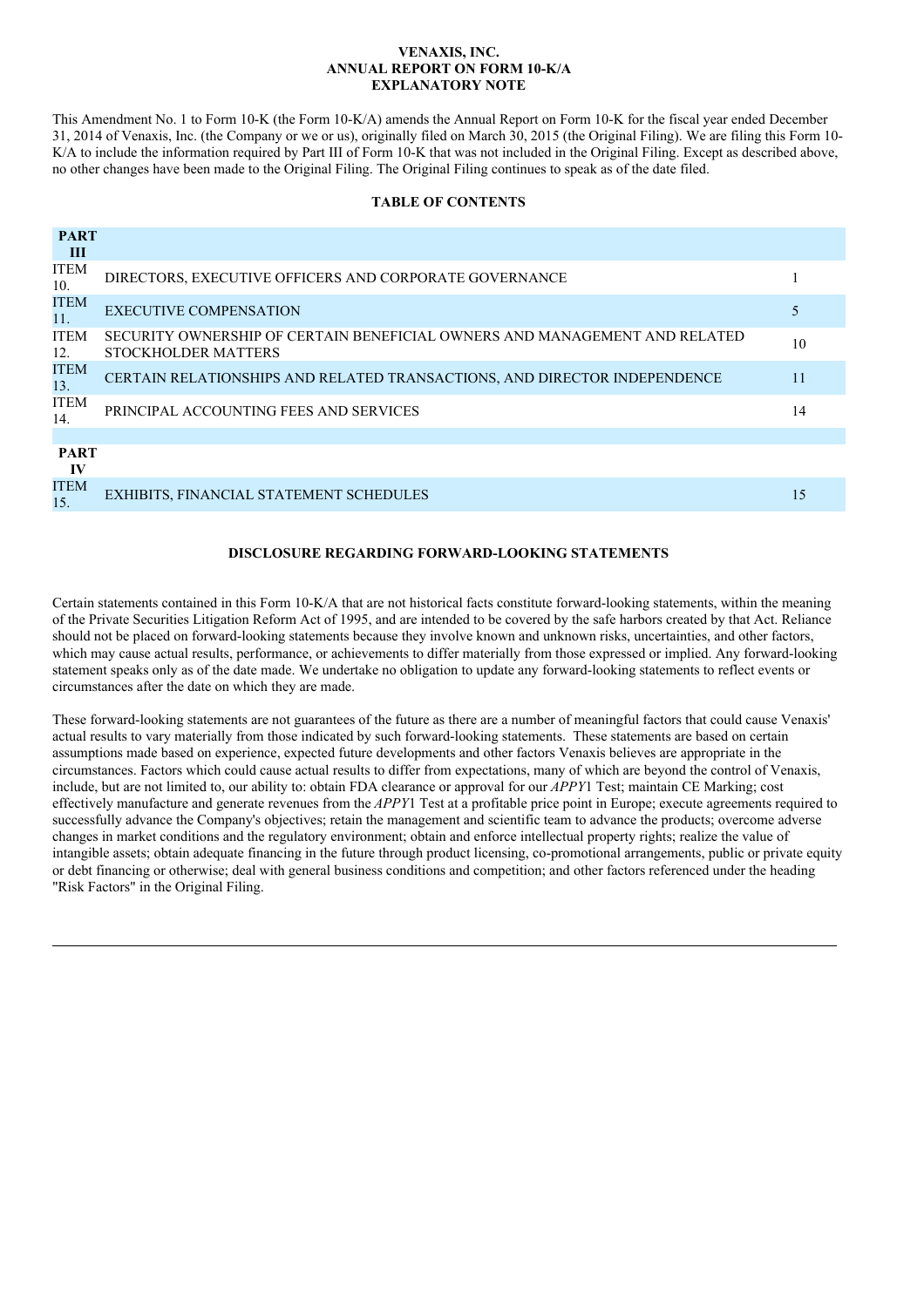**VENAXIS, INC.**
**ANNUAL REPORT ON FORM 10-K/A**
**EXPLANATORY NOTE**

This Amendment No. 1 to Form 10-K (the Form 10-K/A) amends the Annual Report on Form 10-K for the fiscal year ended December 31, 2014 of Venaxis, Inc. (the Company or we or us), originally filed on March 30, 2015 (the Original Filing). We are filing this Form 10-K/A to include the information required by Part III of Form 10-K that was not included in the Original Filing. Except as described above, no other changes have been made to the Original Filing. The Original Filing continues to speak as of the date filed.

## TABLE OF CONTENTS

| | | |
|---|---|---|
| **PART III** | | |
| ITEM 10. | DIRECTORS, EXECUTIVE OFFICERS AND CORPORATE GOVERNANCE | 1 |
| ITEM 11. | EXECUTIVE COMPENSATION | 5 |
| ITEM 12. | SECURITY OWNERSHIP OF CERTAIN BENEFICIAL OWNERS AND MANAGEMENT AND RELATED STOCKHOLDER MATTERS | 10 |
| ITEM 13. | CERTAIN RELATIONSHIPS AND RELATED TRANSACTIONS, AND DIRECTOR INDEPENDENCE | 11 |
| ITEM 14. | PRINCIPAL ACCOUNTING FEES AND SERVICES | 14 |
| | | |
| **PART IV** | | |
| ITEM 15. | EXHIBITS, FINANCIAL STATEMENT SCHEDULES | 15 |

## DISCLOSURE REGARDING FORWARD-LOOKING STATEMENTS

Certain statements contained in this Form 10-K/A that are not historical facts constitute forward-looking statements, within the meaning of the Private Securities Litigation Reform Act of 1995, and are intended to be covered by the safe harbors created by that Act. Reliance should not be placed on forward-looking statements because they involve known and unknown risks, uncertainties, and other factors, which may cause actual results, performance, or achievements to differ materially from those expressed or implied. Any forward-looking statement speaks only as of the date made. We undertake no obligation to update any forward-looking statements to reflect events or circumstances after the date on which they are made.

These forward-looking statements are not guarantees of the future as there are a number of meaningful factors that could cause Venaxis' actual results to vary materially from those indicated by such forward-looking statements. These statements are based on certain assumptions made based on experience, expected future developments and other factors Venaxis believes are appropriate in the circumstances. Factors which could cause actual results to differ from expectations, many of which are beyond the control of Venaxis, include, but are not limited to, our ability to: obtain FDA clearance or approval for our *APPY*1 Test; maintain CE Marking; cost effectively manufacture and generate revenues from the *APPY*1 Test at a profitable price point in Europe; execute agreements required to successfully advance the Company's objectives; retain the management and scientific team to advance the products; overcome adverse changes in market conditions and the regulatory environment; obtain and enforce intellectual property rights; realize the value of intangible assets; obtain adequate financing in the future through product licensing, co-promotional arrangements, public or private equity or debt financing or otherwise; deal with general business conditions and competition; and other factors referenced under the heading "Risk Factors" in the Original Filing.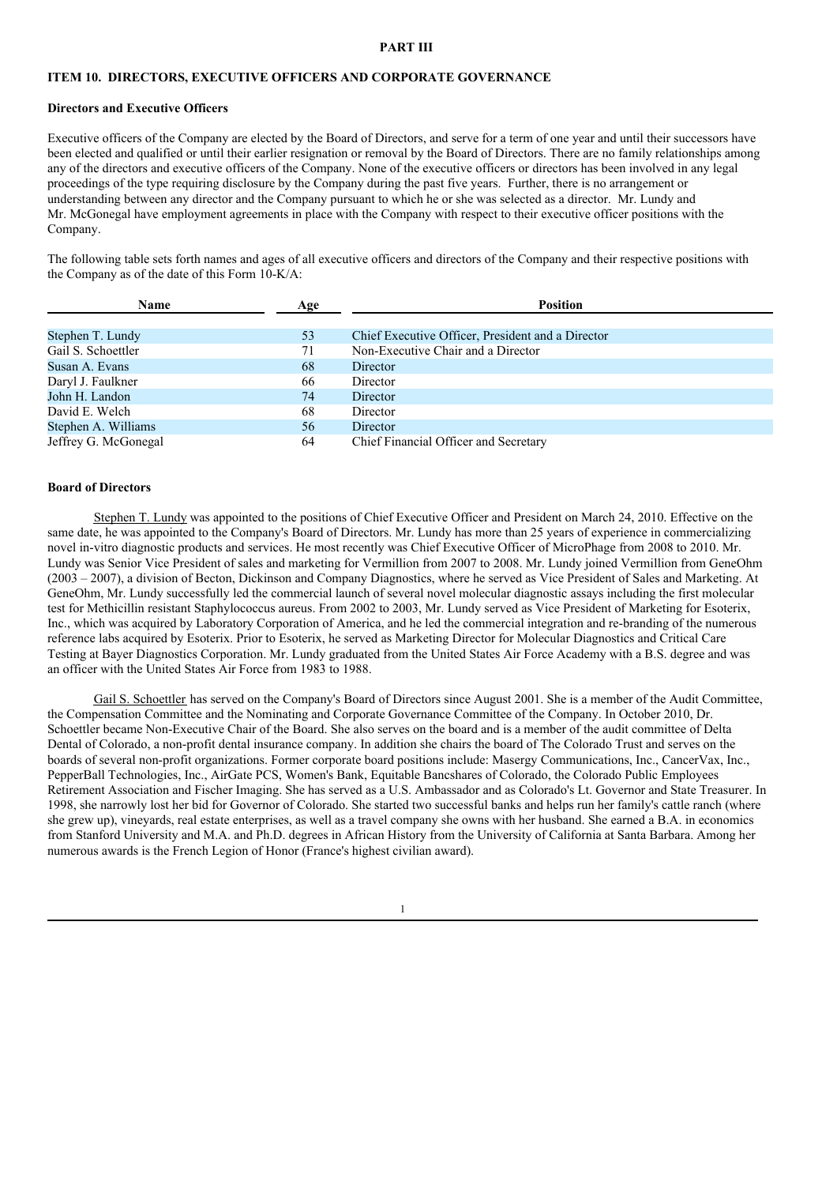**PART III**

**ITEM 10. DIRECTORS, EXECUTIVE OFFICERS AND CORPORATE GOVERNANCE**

**Directors and Executive Officers**

Executive officers of the Company are elected by the Board of Directors, and serve for a term of one year and until their successors have been elected and qualified or until their earlier resignation or removal by the Board of Directors. There are no family relationships among any of the directors and executive officers of the Company. None of the executive officers or directors has been involved in any legal proceedings of the type requiring disclosure by the Company during the past five years. Further, there is no arrangement or understanding between any director and the Company pursuant to which he or she was selected as a director. Mr. Lundy and Mr. McGonegal have employment agreements in place with the Company with respect to their executive officer positions with the Company.

The following table sets forth names and ages of all executive officers and directors of the Company and their respective positions with the Company as of the date of this Form 10-K/A:

| Name | Age | Position |
|---|---|---|
| Stephen T. Lundy | 53 | Chief Executive Officer, President and a Director |
| Gail S. Schoettler | 71 | Non-Executive Chair and a Director |
| Susan A. Evans | 68 | Director |
| Daryl J. Faulkner | 66 | Director |
| John H. Landon | 74 | Director |
| David E. Welch | 68 | Director |
| Stephen A. Williams | 56 | Director |
| Jeffrey G. McGonegal | 64 | Chief Financial Officer and Secretary |

**Board of Directors**

Stephen T. Lundy was appointed to the positions of Chief Executive Officer and President on March 24, 2010. Effective on the same date, he was appointed to the Company's Board of Directors. Mr. Lundy has more than 25 years of experience in commercializing novel in-vitro diagnostic products and services. He most recently was Chief Executive Officer of MicroPhage from 2008 to 2010. Mr. Lundy was Senior Vice President of sales and marketing for Vermillion from 2007 to 2008. Mr. Lundy joined Vermillion from GeneOhm (2003 – 2007), a division of Becton, Dickinson and Company Diagnostics, where he served as Vice President of Sales and Marketing. At GeneOhm, Mr. Lundy successfully led the commercial launch of several novel molecular diagnostic assays including the first molecular test for Methicillin resistant Staphylococcus aureus. From 2002 to 2003, Mr. Lundy served as Vice President of Marketing for Esoterix, Inc., which was acquired by Laboratory Corporation of America, and he led the commercial integration and re-branding of the numerous reference labs acquired by Esoterix. Prior to Esoterix, he served as Marketing Director for Molecular Diagnostics and Critical Care Testing at Bayer Diagnostics Corporation. Mr. Lundy graduated from the United States Air Force Academy with a B.S. degree and was an officer with the United States Air Force from 1983 to 1988.

Gail S. Schoettler has served on the Company's Board of Directors since August 2001. She is a member of the Audit Committee, the Compensation Committee and the Nominating and Corporate Governance Committee of the Company. In October 2010, Dr. Schoettler became Non-Executive Chair of the Board. She also serves on the board and is a member of the audit committee of Delta Dental of Colorado, a non-profit dental insurance company. In addition she chairs the board of The Colorado Trust and serves on the boards of several non-profit organizations. Former corporate board positions include: Masergy Communications, Inc., CancerVax, Inc., PepperBall Technologies, Inc., AirGate PCS, Women's Bank, Equitable Bancshares of Colorado, the Colorado Public Employees Retirement Association and Fischer Imaging. She has served as a U.S. Ambassador and as Colorado's Lt. Governor and State Treasurer. In 1998, she narrowly lost her bid for Governor of Colorado. She started two successful banks and helps run her family's cattle ranch (where she grew up), vineyards, real estate enterprises, as well as a travel company she owns with her husband. She earned a B.A. in economics from Stanford University and M.A. and Ph.D. degrees in African History from the University of California at Santa Barbara. Among her numerous awards is the French Legion of Honor (France's highest civilian award).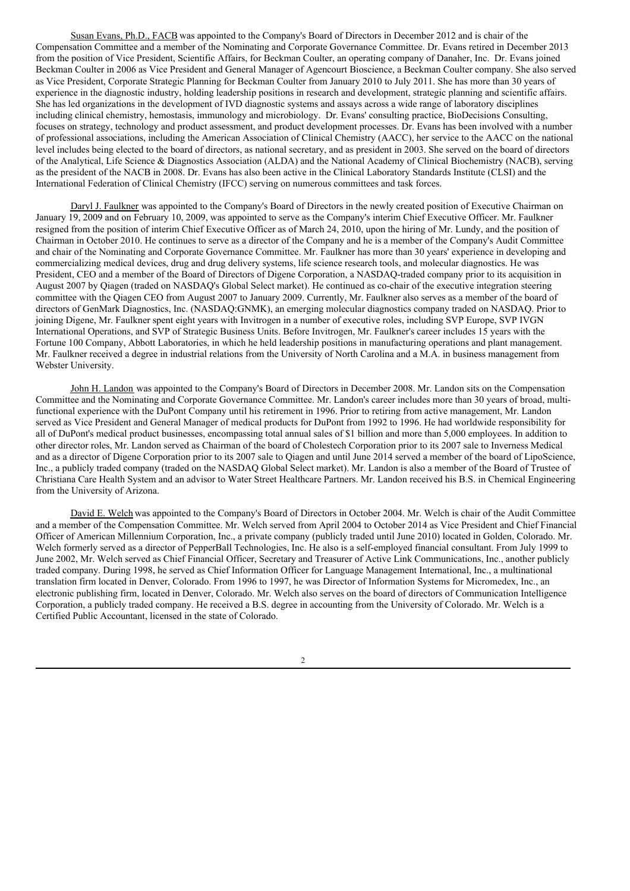Susan Evans, Ph.D., FACB was appointed to the Company's Board of Directors in December 2012 and is chair of the Compensation Committee and a member of the Nominating and Corporate Governance Committee. Dr. Evans retired in December 2013 from the position of Vice President, Scientific Affairs, for Beckman Coulter, an operating company of Danaher, Inc. Dr. Evans joined Beckman Coulter in 2006 as Vice President and General Manager of Agencourt Bioscience, a Beckman Coulter company. She also served as Vice President, Corporate Strategic Planning for Beckman Coulter from January 2010 to July 2011. She has more than 30 years of experience in the diagnostic industry, holding leadership positions in research and development, strategic planning and scientific affairs. She has led organizations in the development of IVD diagnostic systems and assays across a wide range of laboratory disciplines including clinical chemistry, hemostasis, immunology and microbiology. Dr. Evans' consulting practice, BioDecisions Consulting, focuses on strategy, technology and product assessment, and product development processes. Dr. Evans has been involved with a number of professional associations, including the American Association of Clinical Chemistry (AACC), her service to the AACC on the national level includes being elected to the board of directors, as national secretary, and as president in 2003. She served on the board of directors of the Analytical, Life Science & Diagnostics Association (ALDA) and the National Academy of Clinical Biochemistry (NACB), serving as the president of the NACB in 2008. Dr. Evans has also been active in the Clinical Laboratory Standards Institute (CLSI) and the International Federation of Clinical Chemistry (IFCC) serving on numerous committees and task forces.

Daryl J. Faulkner was appointed to the Company's Board of Directors in the newly created position of Executive Chairman on January 19, 2009 and on February 10, 2009, was appointed to serve as the Company's interim Chief Executive Officer. Mr. Faulkner resigned from the position of interim Chief Executive Officer as of March 24, 2010, upon the hiring of Mr. Lundy, and the position of Chairman in October 2010. He continues to serve as a director of the Company and he is a member of the Company's Audit Committee and chair of the Nominating and Corporate Governance Committee. Mr. Faulkner has more than 30 years' experience in developing and commercializing medical devices, drug and drug delivery systems, life science research tools, and molecular diagnostics. He was President, CEO and a member of the Board of Directors of Digene Corporation, a NASDAQ-traded company prior to its acquisition in August 2007 by Qiagen (traded on NASDAQ's Global Select market). He continued as co-chair of the executive integration steering committee with the Qiagen CEO from August 2007 to January 2009. Currently, Mr. Faulkner also serves as a member of the board of directors of GenMark Diagnostics, Inc. (NASDAQ:GNMK), an emerging molecular diagnostics company traded on NASDAQ. Prior to joining Digene, Mr. Faulkner spent eight years with Invitrogen in a number of executive roles, including SVP Europe, SVP IVGN International Operations, and SVP of Strategic Business Units. Before Invitrogen, Mr. Faulkner's career includes 15 years with the Fortune 100 Company, Abbott Laboratories, in which he held leadership positions in manufacturing operations and plant management. Mr. Faulkner received a degree in industrial relations from the University of North Carolina and a M.A. in business management from Webster University.

John H. Landon was appointed to the Company's Board of Directors in December 2008. Mr. Landon sits on the Compensation Committee and the Nominating and Corporate Governance Committee. Mr. Landon's career includes more than 30 years of broad, multi-functional experience with the DuPont Company until his retirement in 1996. Prior to retiring from active management, Mr. Landon served as Vice President and General Manager of medical products for DuPont from 1992 to 1996. He had worldwide responsibility for all of DuPont's medical product businesses, encompassing total annual sales of $1 billion and more than 5,000 employees. In addition to other director roles, Mr. Landon served as Chairman of the board of Cholestech Corporation prior to its 2007 sale to Inverness Medical and as a director of Digene Corporation prior to its 2007 sale to Qiagen and until June 2014 served a member of the board of LipoScience, Inc., a publicly traded company (traded on the NASDAQ Global Select market). Mr. Landon is also a member of the Board of Trustee of Christiana Care Health System and an advisor to Water Street Healthcare Partners. Mr. Landon received his B.S. in Chemical Engineering from the University of Arizona.

David E. Welch was appointed to the Company's Board of Directors in October 2004. Mr. Welch is chair of the Audit Committee and a member of the Compensation Committee. Mr. Welch served from April 2004 to October 2014 as Vice President and Chief Financial Officer of American Millennium Corporation, Inc., a private company (publicly traded until June 2010) located in Golden, Colorado. Mr. Welch formerly served as a director of PepperBall Technologies, Inc. He also is a self-employed financial consultant. From July 1999 to June 2002, Mr. Welch served as Chief Financial Officer, Secretary and Treasurer of Active Link Communications, Inc., another publicly traded company. During 1998, he served as Chief Information Officer for Language Management International, Inc., a multinational translation firm located in Denver, Colorado. From 1996 to 1997, he was Director of Information Systems for Micromedex, Inc., an electronic publishing firm, located in Denver, Colorado. Mr. Welch also serves on the board of directors of Communication Intelligence Corporation, a publicly traded company. He received a B.S. degree in accounting from the University of Colorado. Mr. Welch is a Certified Public Accountant, licensed in the state of Colorado.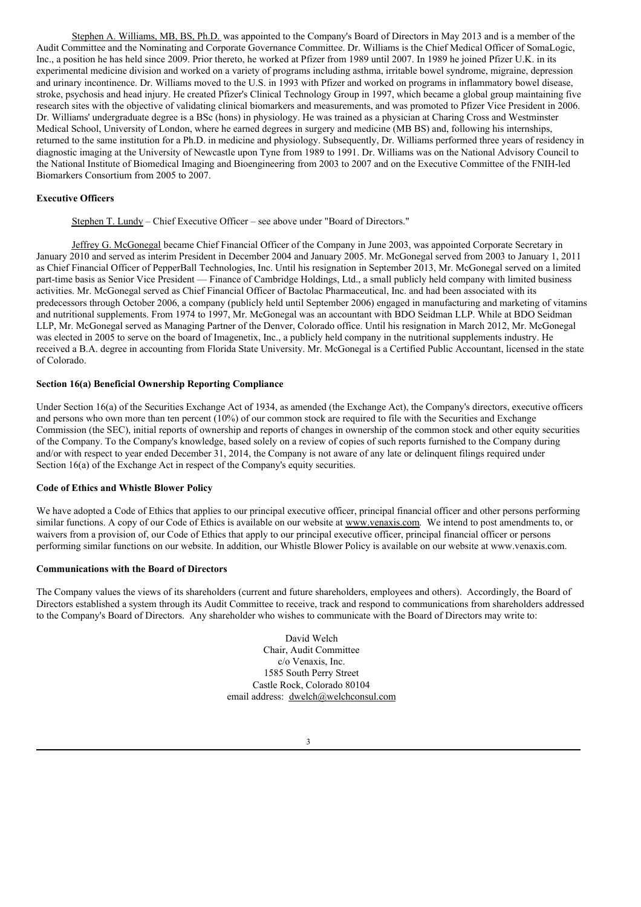Stephen A. Williams, MB, BS, Ph.D. was appointed to the Company's Board of Directors in May 2013 and is a member of the Audit Committee and the Nominating and Corporate Governance Committee. Dr. Williams is the Chief Medical Officer of SomaLogic, Inc., a position he has held since 2009. Prior thereto, he worked at Pfizer from 1989 until 2007. In 1989 he joined Pfizer U.K. in its experimental medicine division and worked on a variety of programs including asthma, irritable bowel syndrome, migraine, depression and urinary incontinence. Dr. Williams moved to the U.S. in 1993 with Pfizer and worked on programs in inflammatory bowel disease, stroke, psychosis and head injury. He created Pfizer's Clinical Technology Group in 1997, which became a global group maintaining five research sites with the objective of validating clinical biomarkers and measurements, and was promoted to Pfizer Vice President in 2006. Dr. Williams' undergraduate degree is a BSc (hons) in physiology. He was trained as a physician at Charing Cross and Westminster Medical School, University of London, where he earned degrees in surgery and medicine (MB BS) and, following his internships, returned to the same institution for a Ph.D. in medicine and physiology. Subsequently, Dr. Williams performed three years of residency in diagnostic imaging at the University of Newcastle upon Tyne from 1989 to 1991. Dr. Williams was on the National Advisory Council to the National Institute of Biomedical Imaging and Bioengineering from 2003 to 2007 and on the Executive Committee of the FNIH-led Biomarkers Consortium from 2005 to 2007.

**Executive Officers**

Stephen T. Lundy – Chief Executive Officer – see above under "Board of Directors."

Jeffrey G. McGonegal became Chief Financial Officer of the Company in June 2003, was appointed Corporate Secretary in January 2010 and served as interim President in December 2004 and January 2005. Mr. McGonegal served from 2003 to January 1, 2011 as Chief Financial Officer of PepperBall Technologies, Inc. Until his resignation in September 2013, Mr. McGonegal served on a limited part-time basis as Senior Vice President — Finance of Cambridge Holdings, Ltd., a small publicly held company with limited business activities. Mr. McGonegal served as Chief Financial Officer of Bactolac Pharmaceutical, Inc. and had been associated with its predecessors through October 2006, a company (publicly held until September 2006) engaged in manufacturing and marketing of vitamins and nutritional supplements. From 1974 to 1997, Mr. McGonegal was an accountant with BDO Seidman LLP. While at BDO Seidman LLP, Mr. McGonegal served as Managing Partner of the Denver, Colorado office. Until his resignation in March 2012, Mr. McGonegal was elected in 2005 to serve on the board of Imagenetix, Inc., a publicly held company in the nutritional supplements industry. He received a B.A. degree in accounting from Florida State University. Mr. McGonegal is a Certified Public Accountant, licensed in the state of Colorado.

**Section 16(a) Beneficial Ownership Reporting Compliance**

Under Section 16(a) of the Securities Exchange Act of 1934, as amended (the Exchange Act), the Company's directors, executive officers and persons who own more than ten percent (10%) of our common stock are required to file with the Securities and Exchange Commission (the SEC), initial reports of ownership and reports of changes in ownership of the common stock and other equity securities of the Company. To the Company's knowledge, based solely on a review of copies of such reports furnished to the Company during and/or with respect to year ended December 31, 2014, the Company is not aware of any late or delinquent filings required under Section 16(a) of the Exchange Act in respect of the Company's equity securities.

**Code of Ethics and Whistle Blower Policy**

We have adopted a Code of Ethics that applies to our principal executive officer, principal financial officer and other persons performing similar functions. A copy of our Code of Ethics is available on our website at www.venaxis.com. We intend to post amendments to, or waivers from a provision of, our Code of Ethics that apply to our principal executive officer, principal financial officer or persons performing similar functions on our website. In addition, our Whistle Blower Policy is available on our website at www.venaxis.com.

**Communications with the Board of Directors**

The Company values the views of its shareholders (current and future shareholders, employees and others). Accordingly, the Board of Directors established a system through its Audit Committee to receive, track and respond to communications from shareholders addressed to the Company's Board of Directors. Any shareholder who wishes to communicate with the Board of Directors may write to:

David Welch
Chair, Audit Committee
c/o Venaxis, Inc.
1585 South Perry Street
Castle Rock, Colorado 80104
email address: dwelch@welchconsul.com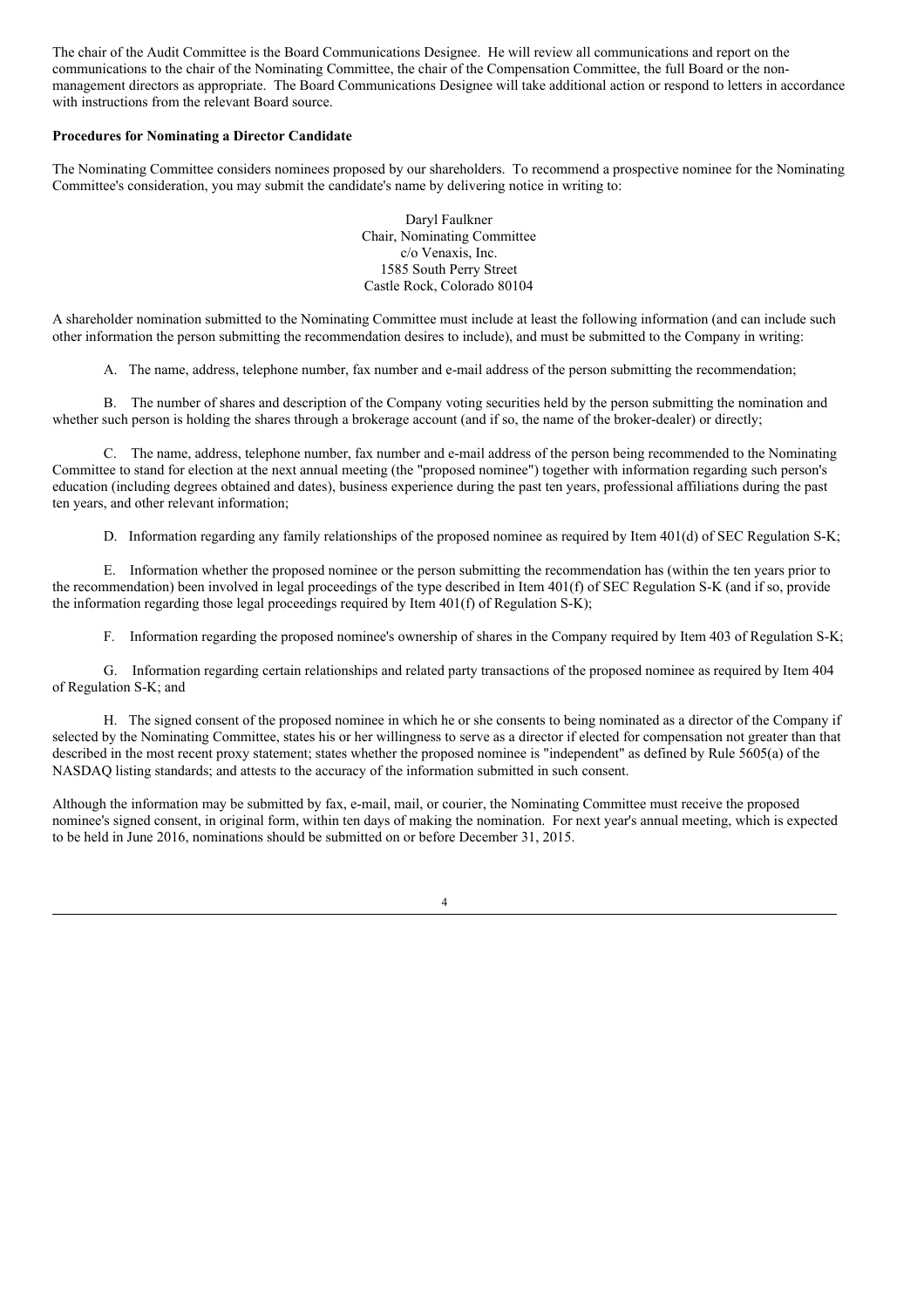The chair of the Audit Committee is the Board Communications Designee. He will review all communications and report on the communications to the chair of the Nominating Committee, the chair of the Compensation Committee, the full Board or the non-management directors as appropriate. The Board Communications Designee will take additional action or respond to letters in accordance with instructions from the relevant Board source.

**Procedures for Nominating a Director Candidate**

The Nominating Committee considers nominees proposed by our shareholders. To recommend a prospective nominee for the Nominating Committee's consideration, you may submit the candidate's name by delivering notice in writing to:

Daryl Faulkner
Chair, Nominating Committee
c/o Venaxis, Inc.
1585 South Perry Street
Castle Rock, Colorado 80104

A shareholder nomination submitted to the Nominating Committee must include at least the following information (and can include such other information the person submitting the recommendation desires to include), and must be submitted to the Company in writing:

A. The name, address, telephone number, fax number and e-mail address of the person submitting the recommendation;

B. The number of shares and description of the Company voting securities held by the person submitting the nomination and whether such person is holding the shares through a brokerage account (and if so, the name of the broker-dealer) or directly;

C. The name, address, telephone number, fax number and e-mail address of the person being recommended to the Nominating Committee to stand for election at the next annual meeting (the "proposed nominee") together with information regarding such person's education (including degrees obtained and dates), business experience during the past ten years, professional affiliations during the past ten years, and other relevant information;

D. Information regarding any family relationships of the proposed nominee as required by Item 401(d) of SEC Regulation S-K;

E. Information whether the proposed nominee or the person submitting the recommendation has (within the ten years prior to the recommendation) been involved in legal proceedings of the type described in Item 401(f) of SEC Regulation S-K (and if so, provide the information regarding those legal proceedings required by Item 401(f) of Regulation S-K);

F. Information regarding the proposed nominee's ownership of shares in the Company required by Item 403 of Regulation S-K;

G. Information regarding certain relationships and related party transactions of the proposed nominee as required by Item 404 of Regulation S-K; and

H. The signed consent of the proposed nominee in which he or she consents to being nominated as a director of the Company if selected by the Nominating Committee, states his or her willingness to serve as a director if elected for compensation not greater than that described in the most recent proxy statement; states whether the proposed nominee is "independent" as defined by Rule 5605(a) of the NASDAQ listing standards; and attests to the accuracy of the information submitted in such consent.

Although the information may be submitted by fax, e-mail, mail, or courier, the Nominating Committee must receive the proposed nominee's signed consent, in original form, within ten days of making the nomination. For next year's annual meeting, which is expected to be held in June 2016, nominations should be submitted on or before December 31, 2015.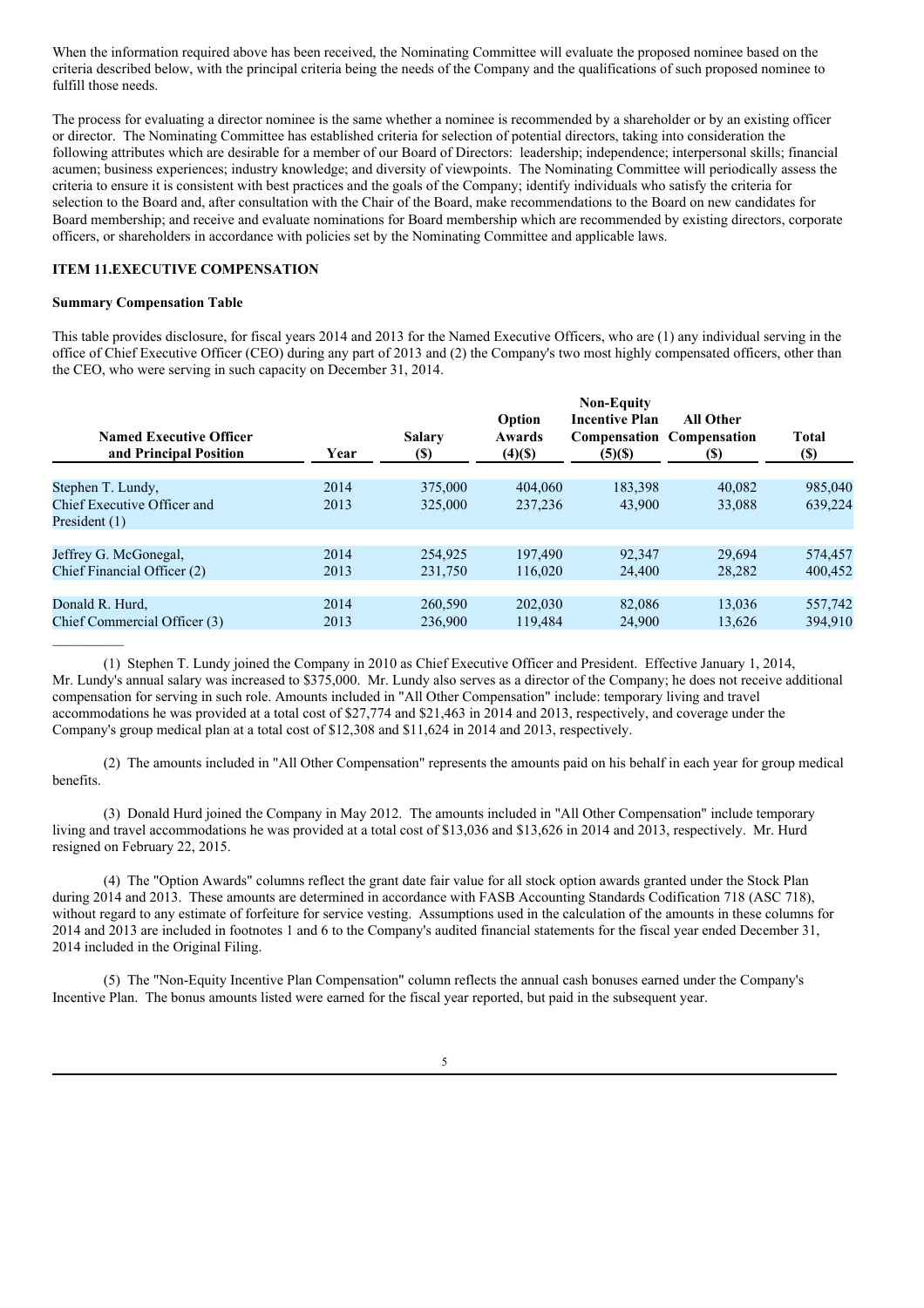When the information required above has been received, the Nominating Committee will evaluate the proposed nominee based on the criteria described below, with the principal criteria being the needs of the Company and the qualifications of such proposed nominee to fulfill those needs.

The process for evaluating a director nominee is the same whether a nominee is recommended by a shareholder or by an existing officer or director. The Nominating Committee has established criteria for selection of potential directors, taking into consideration the following attributes which are desirable for a member of our Board of Directors: leadership; independence; interpersonal skills; financial acumen; business experiences; industry knowledge; and diversity of viewpoints. The Nominating Committee will periodically assess the criteria to ensure it is consistent with best practices and the goals of the Company; identify individuals who satisfy the criteria for selection to the Board and, after consultation with the Chair of the Board, make recommendations to the Board on new candidates for Board membership; and receive and evaluate nominations for Board membership which are recommended by existing directors, corporate officers, or shareholders in accordance with policies set by the Nominating Committee and applicable laws.

## ITEM 11.EXECUTIVE COMPENSATION

### Summary Compensation Table

This table provides disclosure, for fiscal years 2014 and 2013 for the Named Executive Officers, who are (1) any individual serving in the office of Chief Executive Officer (CEO) during any part of 2013 and (2) the Company's two most highly compensated officers, other than the CEO, who were serving in such capacity on December 31, 2014.

| Named Executive Officer and Principal Position | Year | Salary ($) | Option Awards (4)($) | Non-Equity Incentive Plan Compensation (5)($) | All Other Compensation ($) | Total ($) |
|---|---|---|---|---|---|---|
| Stephen T. Lundy, | 2014 | 375,000 | 404,060 | 183,398 | 40,082 | 985,040 |
| Chief Executive Officer and President (1) | 2013 | 325,000 | 237,236 | 43,900 | 33,088 | 639,224 |
| Jeffrey G. McGonegal, | 2014 | 254,925 | 197,490 | 92,347 | 29,694 | 574,457 |
| Chief Financial Officer (2) | 2013 | 231,750 | 116,020 | 24,400 | 28,282 | 400,452 |
| Donald R. Hurd, | 2014 | 260,590 | 202,030 | 82,086 | 13,036 | 557,742 |
| Chief Commercial Officer (3) | 2013 | 236,900 | 119,484 | 24,900 | 13,626 | 394,910 |

(1) Stephen T. Lundy joined the Company in 2010 as Chief Executive Officer and President. Effective January 1, 2014, Mr. Lundy's annual salary was increased to $375,000. Mr. Lundy also serves as a director of the Company; he does not receive additional compensation for serving in such role. Amounts included in "All Other Compensation" include: temporary living and travel accommodations he was provided at a total cost of $27,774 and $21,463 in 2014 and 2013, respectively, and coverage under the Company's group medical plan at a total cost of $12,308 and $11,624 in 2014 and 2013, respectively.

(2) The amounts included in "All Other Compensation" represents the amounts paid on his behalf in each year for group medical benefits.

(3) Donald Hurd joined the Company in May 2012. The amounts included in "All Other Compensation" include temporary living and travel accommodations he was provided at a total cost of $13,036 and $13,626 in 2014 and 2013, respectively. Mr. Hurd resigned on February 22, 2015.

(4) The "Option Awards" columns reflect the grant date fair value for all stock option awards granted under the Stock Plan during 2014 and 2013. These amounts are determined in accordance with FASB Accounting Standards Codification 718 (ASC 718), without regard to any estimate of forfeiture for service vesting. Assumptions used in the calculation of the amounts in these columns for 2014 and 2013 are included in footnotes 1 and 6 to the Company's audited financial statements for the fiscal year ended December 31, 2014 included in the Original Filing.

(5) The "Non-Equity Incentive Plan Compensation" column reflects the annual cash bonuses earned under the Company's Incentive Plan. The bonus amounts listed were earned for the fiscal year reported, but paid in the subsequent year.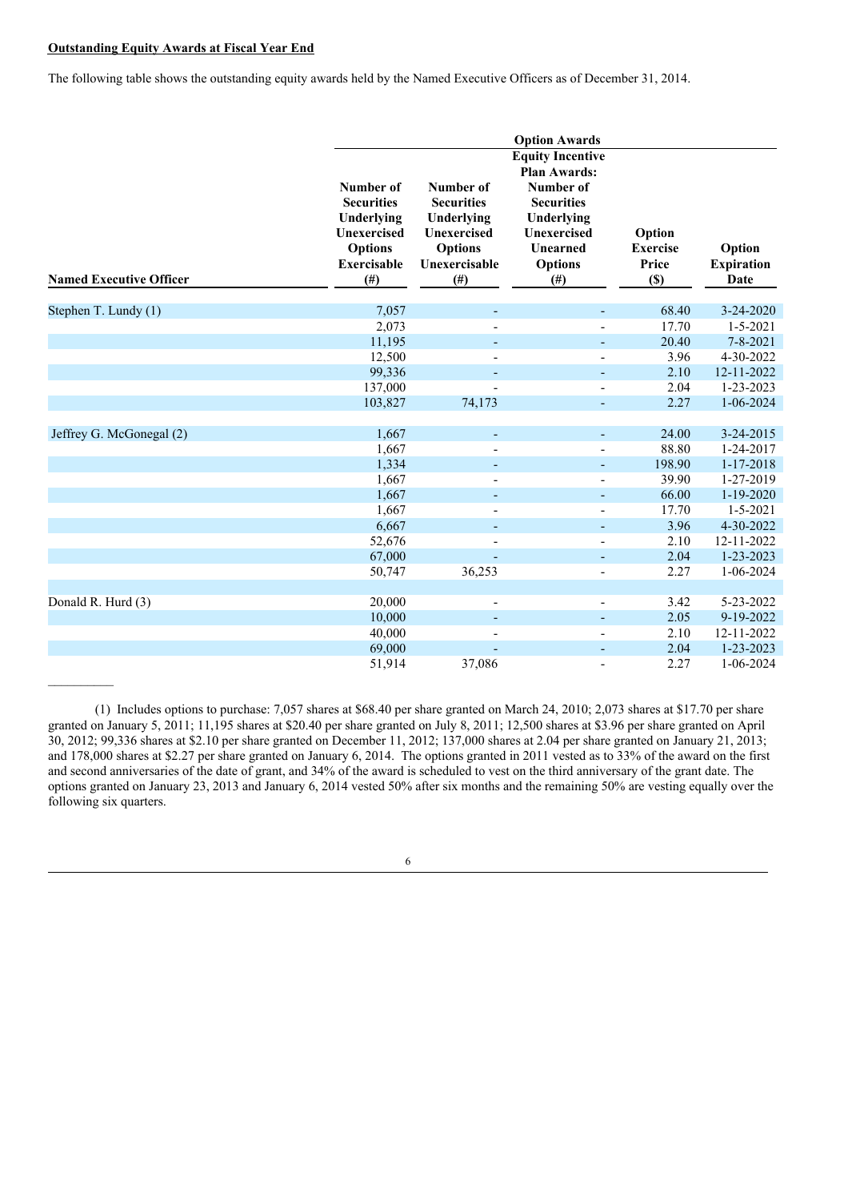**Outstanding Equity Awards at Fiscal Year End**

The following table shows the outstanding equity awards held by the Named Executive Officers as of December 31, 2014.

| | Option Awards | | | | |
|---|---|---|---|---|---|
| Named Executive Officer | Number of Securities Underlying Unexercised Options Exercisable (#) | Number of Securities Underlying Unexercised Options Unexercisable (#) | Equity Incentive Plan Awards: Number of Securities Underlying Unexercised Unearned Options (#) | Option Exercise Price ($) | Option Expiration Date |
| Stephen T. Lundy (1) | 7,057 | - | - | 68.40 | 3-24-2020 |
| | 2,073 | - | - | 17.70 | 1-5-2021 |
| | 11,195 | - | - | 20.40 | 7-8-2021 |
| | 12,500 | - | - | 3.96 | 4-30-2022 |
| | 99,336 | - | - | 2.10 | 12-11-2022 |
| | 137,000 | - | - | 2.04 | 1-23-2023 |
| | 103,827 | 74,173 | - | 2.27 | 1-06-2024 |
| Jeffrey G. McGonegal (2) | 1,667 | - | - | 24.00 | 3-24-2015 |
| | 1,667 | - | - | 88.80 | 1-24-2017 |
| | 1,334 | - | - | 198.90 | 1-17-2018 |
| | 1,667 | - | - | 39.90 | 1-27-2019 |
| | 1,667 | - | - | 66.00 | 1-19-2020 |
| | 1,667 | - | - | 17.70 | 1-5-2021 |
| | 6,667 | - | - | 3.96 | 4-30-2022 |
| | 52,676 | - | - | 2.10 | 12-11-2022 |
| | 67,000 | - | - | 2.04 | 1-23-2023 |
| | 50,747 | 36,253 | - | 2.27 | 1-06-2024 |
| Donald R. Hurd (3) | 20,000 | - | - | 3.42 | 5-23-2022 |
| | 10,000 | - | - | 2.05 | 9-19-2022 |
| | 40,000 | - | - | 2.10 | 12-11-2022 |
| | 69,000 | - | - | 2.04 | 1-23-2023 |
| | 51,914 | 37,086 | - | 2.27 | 1-06-2024 |

---

(1) Includes options to purchase: 7,057 shares at $68.40 per share granted on March 24, 2010; 2,073 shares at $17.70 per share granted on January 5, 2011; 11,195 shares at $20.40 per share granted on July 8, 2011; 12,500 shares at $3.96 per share granted on April 30, 2012; 99,336 shares at $2.10 per share granted on December 11, 2012; 137,000 shares at 2.04 per share granted on January 21, 2013; and 178,000 shares at $2.27 per share granted on January 6, 2014. The options granted in 2011 vested as to 33% of the award on the first and second anniversaries of the date of grant, and 34% of the award is scheduled to vest on the third anniversary of the grant date. The options granted on January 23, 2013 and January 6, 2014 vested 50% after six months and the remaining 50% are vesting equally over the following six quarters.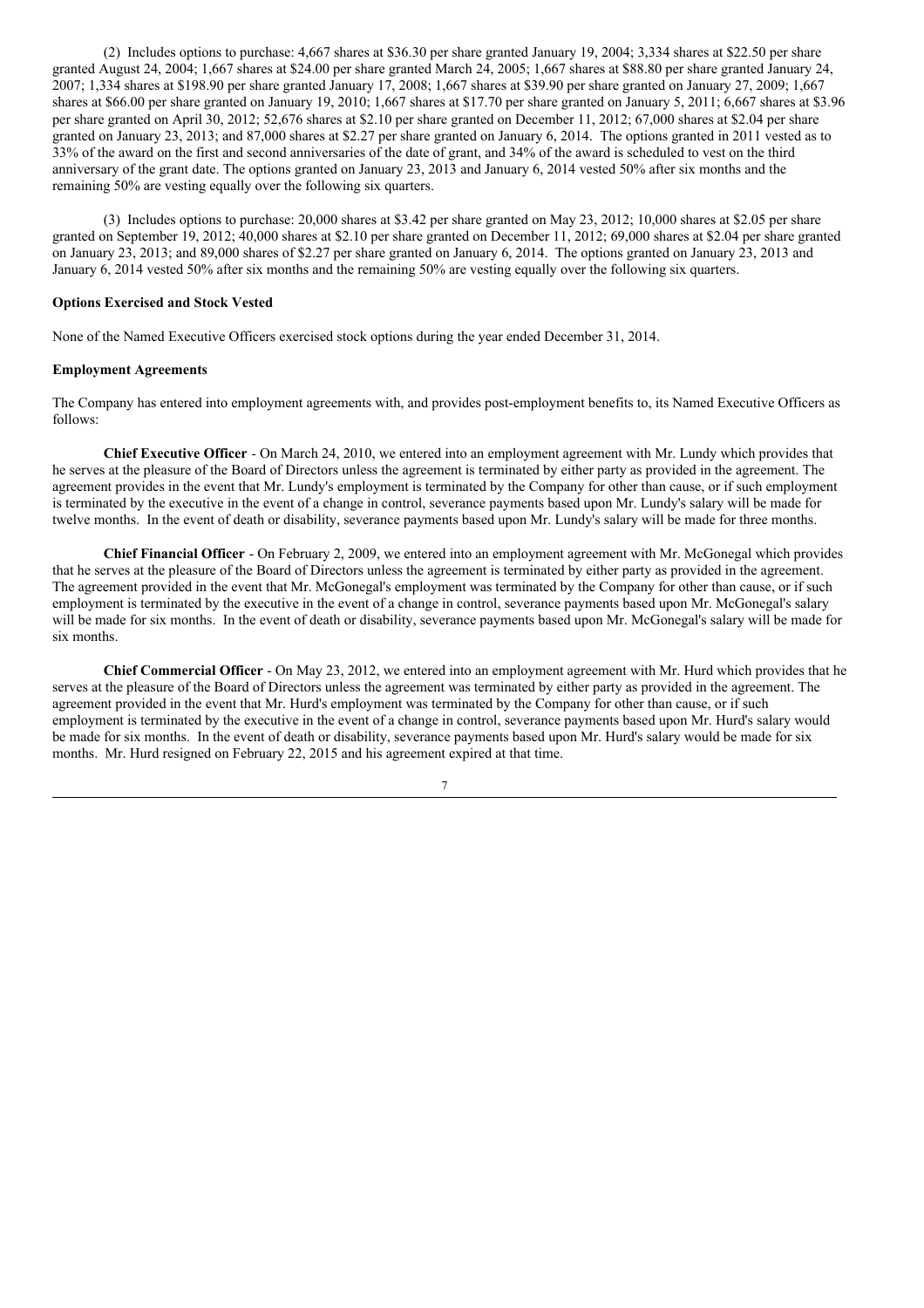(2) Includes options to purchase: 4,667 shares at $36.30 per share granted January 19, 2004; 3,334 shares at $22.50 per share granted August 24, 2004; 1,667 shares at $24.00 per share granted March 24, 2005; 1,667 shares at $88.80 per share granted January 24, 2007; 1,334 shares at $198.90 per share granted January 17, 2008; 1,667 shares at $39.90 per share granted on January 27, 2009; 1,667 shares at $66.00 per share granted on January 19, 2010; 1,667 shares at $17.70 per share granted on January 5, 2011; 6,667 shares at $3.96 per share granted on April 30, 2012; 52,676 shares at $2.10 per share granted on December 11, 2012; 67,000 shares at $2.04 per share granted on January 23, 2013; and 87,000 shares at $2.27 per share granted on January 6, 2014. The options granted in 2011 vested as to 33% of the award on the first and second anniversaries of the date of grant, and 34% of the award is scheduled to vest on the third anniversary of the grant date. The options granted on January 23, 2013 and January 6, 2014 vested 50% after six months and the remaining 50% are vesting equally over the following six quarters.

(3) Includes options to purchase: 20,000 shares at $3.42 per share granted on May 23, 2012; 10,000 shares at $2.05 per share granted on September 19, 2012; 40,000 shares at $2.10 per share granted on December 11, 2012; 69,000 shares at $2.04 per share granted on January 23, 2013; and 89,000 shares of $2.27 per share granted on January 6, 2014. The options granted on January 23, 2013 and January 6, 2014 vested 50% after six months and the remaining 50% are vesting equally over the following six quarters.

**Options Exercised and Stock Vested**

None of the Named Executive Officers exercised stock options during the year ended December 31, 2014.

**Employment Agreements**

The Company has entered into employment agreements with, and provides post-employment benefits to, its Named Executive Officers as follows:

**Chief Executive Officer** - On March 24, 2010, we entered into an employment agreement with Mr. Lundy which provides that he serves at the pleasure of the Board of Directors unless the agreement is terminated by either party as provided in the agreement. The agreement provides in the event that Mr. Lundy's employment is terminated by the Company for other than cause, or if such employment is terminated by the executive in the event of a change in control, severance payments based upon Mr. Lundy's salary will be made for twelve months. In the event of death or disability, severance payments based upon Mr. Lundy's salary will be made for three months.

**Chief Financial Officer** - On February 2, 2009, we entered into an employment agreement with Mr. McGonegal which provides that he serves at the pleasure of the Board of Directors unless the agreement is terminated by either party as provided in the agreement. The agreement provided in the event that Mr. McGonegal's employment was terminated by the Company for other than cause, or if such employment is terminated by the executive in the event of a change in control, severance payments based upon Mr. McGonegal's salary will be made for six months. In the event of death or disability, severance payments based upon Mr. McGonegal's salary will be made for six months.

**Chief Commercial Officer** - On May 23, 2012, we entered into an employment agreement with Mr. Hurd which provides that he serves at the pleasure of the Board of Directors unless the agreement was terminated by either party as provided in the agreement. The agreement provided in the event that Mr. Hurd's employment was terminated by the Company for other than cause, or if such employment is terminated by the executive in the event of a change in control, severance payments based upon Mr. Hurd's salary would be made for six months. In the event of death or disability, severance payments based upon Mr. Hurd's salary would be made for six months. Mr. Hurd resigned on February 22, 2015 and his agreement expired at that time.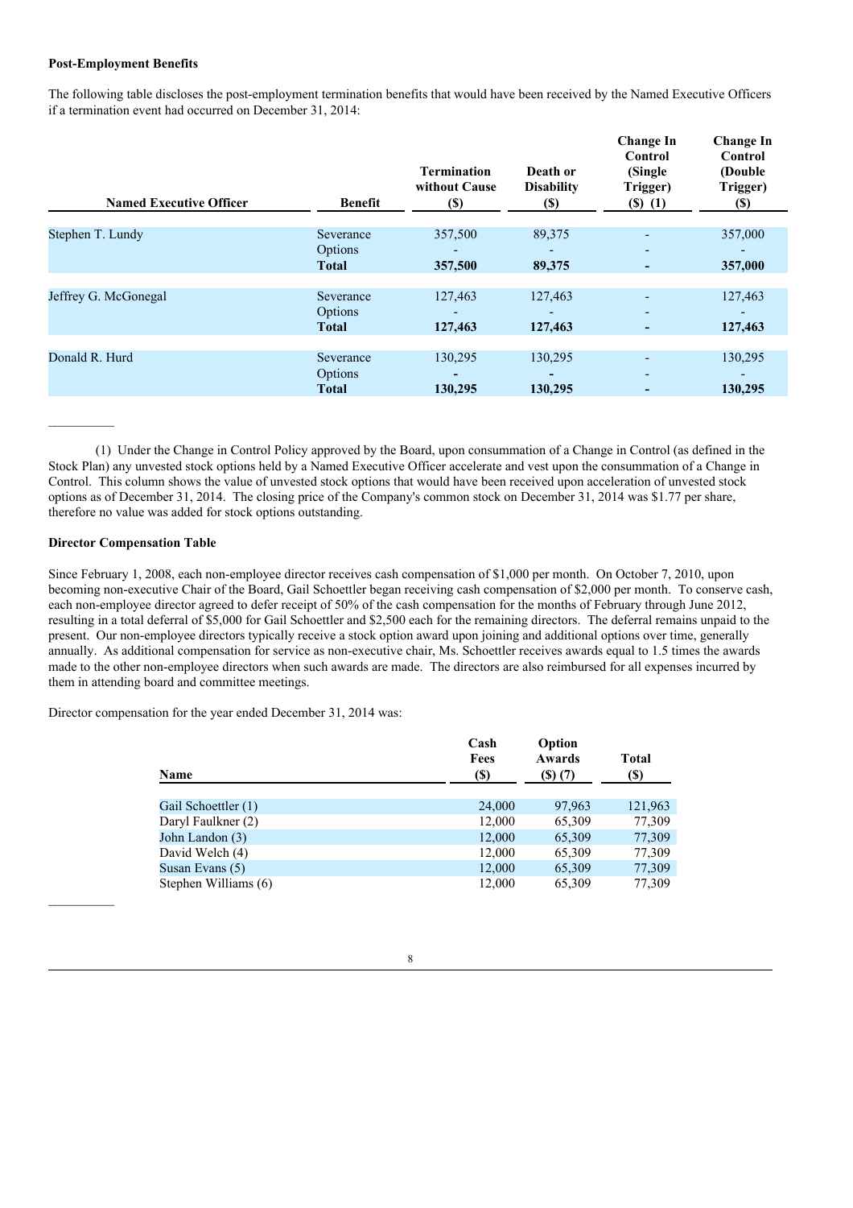**Post-Employment Benefits**

The following table discloses the post-employment termination benefits that would have been received by the Named Executive Officers if a termination event had occurred on December 31, 2014:

| Named Executive Officer | Benefit | Termination without Cause ($) | Death or Disability ($) | Change In Control (Single Trigger) ($) (1) | Change In Control (Double Trigger) ($) |
|---|---|---|---|---|---|
| Stephen T. Lundy | Severance | 357,500 | 89,375 | - | 357,000 |
| | Options | - | - | - | - |
| | **Total** | **357,500** | **89,375** | **-** | **357,000** |
| Jeffrey G. McGonegal | Severance | 127,463 | 127,463 | - | 127,463 |
| | Options | - | - | - | - |
| | **Total** | **127,463** | **127,463** | **-** | **127,463** |
| Donald R. Hurd | Severance | 130,295 | 130,295 | - | 130,295 |
| | Options | - | - | - | - |
| | **Total** | **130,295** | **130,295** | **-** | **130,295** |

(1) Under the Change in Control Policy approved by the Board, upon consummation of a Change in Control (as defined in the Stock Plan) any unvested stock options held by a Named Executive Officer accelerate and vest upon the consummation of a Change in Control. This column shows the value of unvested stock options that would have been received upon acceleration of unvested stock options as of December 31, 2014. The closing price of the Company's common stock on December 31, 2014 was $1.77 per share, therefore no value was added for stock options outstanding.

**Director Compensation Table**

Since February 1, 2008, each non-employee director receives cash compensation of $1,000 per month. On October 7, 2010, upon becoming non-executive Chair of the Board, Gail Schoettler began receiving cash compensation of $2,000 per month. To conserve cash, each non-employee director agreed to defer receipt of 50% of the cash compensation for the months of February through June 2012, resulting in a total deferral of $5,000 for Gail Schoettler and $2,500 each for the remaining directors. The deferral remains unpaid to the present. Our non-employee directors typically receive a stock option award upon joining and additional options over time, generally annually. As additional compensation for service as non-executive chair, Ms. Schoettler receives awards equal to 1.5 times the awards made to the other non-employee directors when such awards are made. The directors are also reimbursed for all expenses incurred by them in attending board and committee meetings.

Director compensation for the year ended December 31, 2014 was:

| Name | Cash Fees ($) | Option Awards ($) (7) | Total ($) |
|---|---|---|---|
| Gail Schoettler (1) | 24,000 | 97,963 | 121,963 |
| Daryl Faulkner (2) | 12,000 | 65,309 | 77,309 |
| John Landon (3) | 12,000 | 65,309 | 77,309 |
| David Welch (4) | 12,000 | 65,309 | 77,309 |
| Susan Evans (5) | 12,000 | 65,309 | 77,309 |
| Stephen Williams (6) | 12,000 | 65,309 | 77,309 |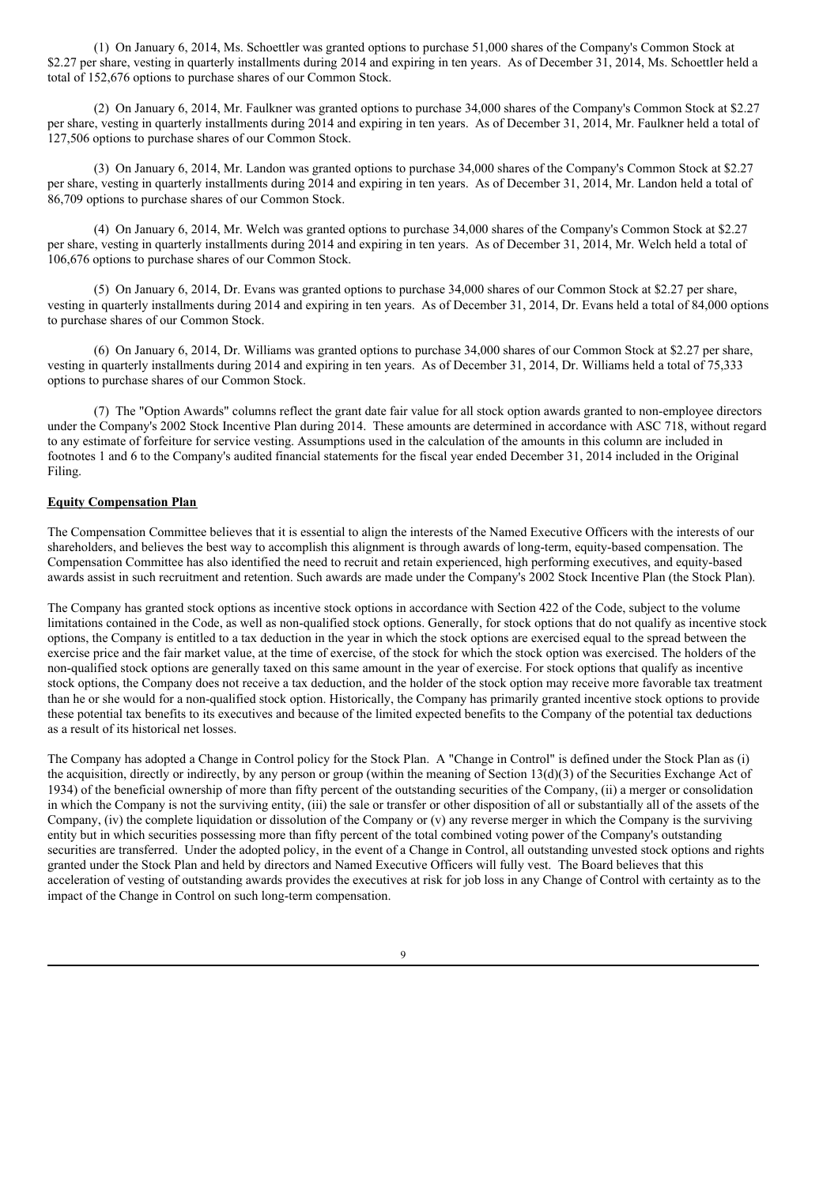(1) On January 6, 2014, Ms. Schoettler was granted options to purchase 51,000 shares of the Company's Common Stock at $2.27 per share, vesting in quarterly installments during 2014 and expiring in ten years. As of December 31, 2014, Ms. Schoettler held a total of 152,676 options to purchase shares of our Common Stock.

(2) On January 6, 2014, Mr. Faulkner was granted options to purchase 34,000 shares of the Company's Common Stock at $2.27 per share, vesting in quarterly installments during 2014 and expiring in ten years. As of December 31, 2014, Mr. Faulkner held a total of 127,506 options to purchase shares of our Common Stock.

(3) On January 6, 2014, Mr. Landon was granted options to purchase 34,000 shares of the Company's Common Stock at $2.27 per share, vesting in quarterly installments during 2014 and expiring in ten years. As of December 31, 2014, Mr. Landon held a total of 86,709 options to purchase shares of our Common Stock.

(4) On January 6, 2014, Mr. Welch was granted options to purchase 34,000 shares of the Company's Common Stock at $2.27 per share, vesting in quarterly installments during 2014 and expiring in ten years. As of December 31, 2014, Mr. Welch held a total of 106,676 options to purchase shares of our Common Stock.

(5) On January 6, 2014, Dr. Evans was granted options to purchase 34,000 shares of our Common Stock at $2.27 per share, vesting in quarterly installments during 2014 and expiring in ten years. As of December 31, 2014, Dr. Evans held a total of 84,000 options to purchase shares of our Common Stock.

(6) On January 6, 2014, Dr. Williams was granted options to purchase 34,000 shares of our Common Stock at $2.27 per share, vesting in quarterly installments during 2014 and expiring in ten years. As of December 31, 2014, Dr. Williams held a total of 75,333 options to purchase shares of our Common Stock.

(7) The "Option Awards" columns reflect the grant date fair value for all stock option awards granted to non-employee directors under the Company's 2002 Stock Incentive Plan during 2014. These amounts are determined in accordance with ASC 718, without regard to any estimate of forfeiture for service vesting. Assumptions used in the calculation of the amounts in this column are included in footnotes 1 and 6 to the Company's audited financial statements for the fiscal year ended December 31, 2014 included in the Original Filing.

**Equity Compensation Plan**

The Compensation Committee believes that it is essential to align the interests of the Named Executive Officers with the interests of our shareholders, and believes the best way to accomplish this alignment is through awards of long-term, equity-based compensation. The Compensation Committee has also identified the need to recruit and retain experienced, high performing executives, and equity-based awards assist in such recruitment and retention. Such awards are made under the Company's 2002 Stock Incentive Plan (the Stock Plan).

The Company has granted stock options as incentive stock options in accordance with Section 422 of the Code, subject to the volume limitations contained in the Code, as well as non-qualified stock options. Generally, for stock options that do not qualify as incentive stock options, the Company is entitled to a tax deduction in the year in which the stock options are exercised equal to the spread between the exercise price and the fair market value, at the time of exercise, of the stock for which the stock option was exercised. The holders of the non-qualified stock options are generally taxed on this same amount in the year of exercise. For stock options that qualify as incentive stock options, the Company does not receive a tax deduction, and the holder of the stock option may receive more favorable tax treatment than he or she would for a non-qualified stock option. Historically, the Company has primarily granted incentive stock options to provide these potential tax benefits to its executives and because of the limited expected benefits to the Company of the potential tax deductions as a result of its historical net losses.

The Company has adopted a Change in Control policy for the Stock Plan. A "Change in Control" is defined under the Stock Plan as (i) the acquisition, directly or indirectly, by any person or group (within the meaning of Section 13(d)(3) of the Securities Exchange Act of 1934) of the beneficial ownership of more than fifty percent of the outstanding securities of the Company, (ii) a merger or consolidation in which the Company is not the surviving entity, (iii) the sale or transfer or other disposition of all or substantially all of the assets of the Company, (iv) the complete liquidation or dissolution of the Company or (v) any reverse merger in which the Company is the surviving entity but in which securities possessing more than fifty percent of the total combined voting power of the Company's outstanding securities are transferred. Under the adopted policy, in the event of a Change in Control, all outstanding unvested stock options and rights granted under the Stock Plan and held by directors and Named Executive Officers will fully vest. The Board believes that this acceleration of vesting of outstanding awards provides the executives at risk for job loss in any Change of Control with certainty as to the impact of the Change in Control on such long-term compensation.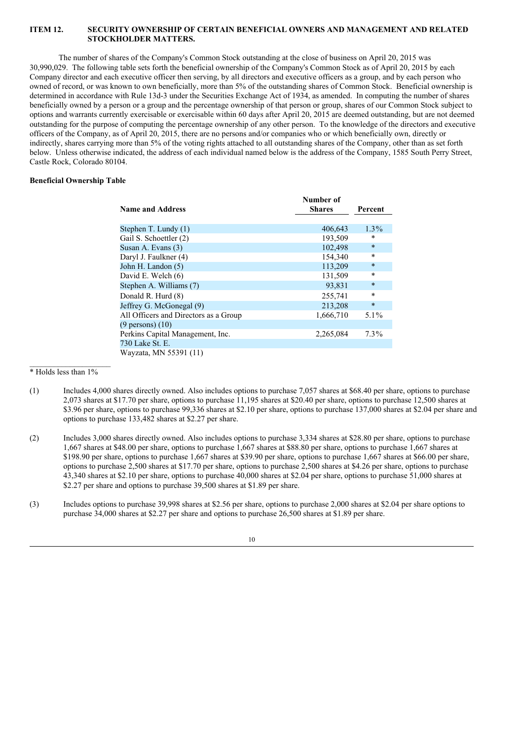## ITEM 12. SECURITY OWNERSHIP OF CERTAIN BENEFICIAL OWNERS AND MANAGEMENT AND RELATED STOCKHOLDER MATTERS.

The number of shares of the Company's Common Stock outstanding at the close of business on April 20, 2015 was 30,990,029. The following table sets forth the beneficial ownership of the Company's Common Stock as of April 20, 2015 by each Company director and each executive officer then serving, by all directors and executive officers as a group, and by each person who owned of record, or was known to own beneficially, more than 5% of the outstanding shares of Common Stock. Beneficial ownership is determined in accordance with Rule 13d-3 under the Securities Exchange Act of 1934, as amended. In computing the number of shares beneficially owned by a person or a group and the percentage ownership of that person or group, shares of our Common Stock subject to options and warrants currently exercisable or exercisable within 60 days after April 20, 2015 are deemed outstanding, but are not deemed outstanding for the purpose of computing the percentage ownership of any other person. To the knowledge of the directors and executive officers of the Company, as of April 20, 2015, there are no persons and/or companies who or which beneficially own, directly or indirectly, shares carrying more than 5% of the voting rights attached to all outstanding shares of the Company, other than as set forth below. Unless otherwise indicated, the address of each individual named below is the address of the Company, 1585 South Perry Street, Castle Rock, Colorado 80104.

**Beneficial Ownership Table**

| Name and Address | Number of Shares | Percent |
|---|---|---|
| Stephen T. Lundy (1) | 406,643 | 1.3% |
| Gail S. Schoettler (2) | 193,509 | * |
| Susan A. Evans (3) | 102,498 | * |
| Daryl J. Faulkner (4) | 154,340 | * |
| John H. Landon (5) | 113,209 | * |
| David E. Welch (6) | 131,509 | * |
| Stephen A. Williams (7) | 93,831 | * |
| Donald R. Hurd (8) | 255,741 | * |
| Jeffrey G. McGonegal (9) | 213,208 | * |
| All Officers and Directors as a Group (9 persons) (10) | 1,666,710 | 5.1% |
| Perkins Capital Management, Inc. 730 Lake St. E. Wayzata, MN 55391 (11) | 2,265,084 | 7.3% |

\* Holds less than 1%

(1) Includes 4,000 shares directly owned. Also includes options to purchase 7,057 shares at $68.40 per share, options to purchase 2,073 shares at $17.70 per share, options to purchase 11,195 shares at $20.40 per share, options to purchase 12,500 shares at $3.96 per share, options to purchase 99,336 shares at $2.10 per share, options to purchase 137,000 shares at $2.04 per share and options to purchase 133,482 shares at $2.27 per share.

(2) Includes 3,000 shares directly owned. Also includes options to purchase 3,334 shares at $28.80 per share, options to purchase 1,667 shares at $48.00 per share, options to purchase 1,667 shares at $88.80 per share, options to purchase 1,667 shares at $198.90 per share, options to purchase 1,667 shares at $39.90 per share, options to purchase 1,667 shares at $66.00 per share, options to purchase 2,500 shares at $17.70 per share, options to purchase 2,500 shares at $4.26 per share, options to purchase 43,340 shares at $2.10 per share, options to purchase 40,000 shares at $2.04 per share, options to purchase 51,000 shares at $2.27 per share and options to purchase 39,500 shares at $1.89 per share.

(3) Includes options to purchase 39,998 shares at $2.56 per share, options to purchase 2,000 shares at $2.04 per share options to purchase 34,000 shares at $2.27 per share and options to purchase 26,500 shares at $1.89 per share.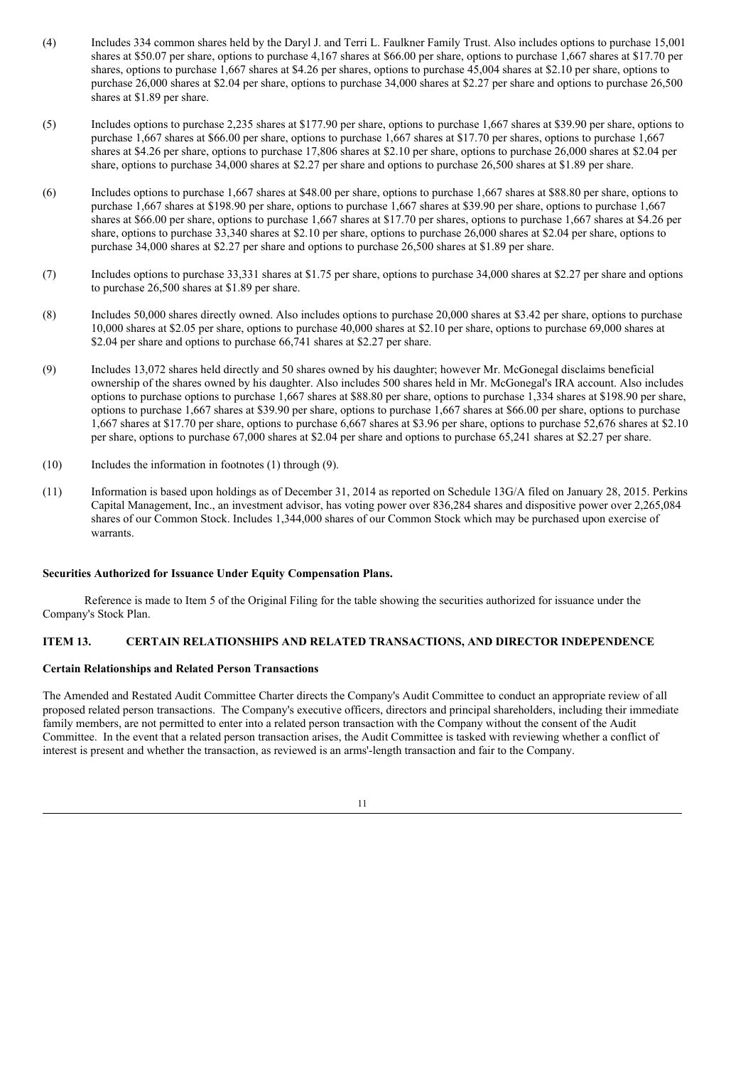(4) Includes 334 common shares held by the Daryl J. and Terri L. Faulkner Family Trust. Also includes options to purchase 15,001 shares at $50.07 per share, options to purchase 4,167 shares at $66.00 per share, options to purchase 1,667 shares at $17.70 per shares, options to purchase 1,667 shares at $4.26 per shares, options to purchase 45,004 shares at $2.10 per share, options to purchase 26,000 shares at $2.04 per share, options to purchase 34,000 shares at $2.27 per share and options to purchase 26,500 shares at $1.89 per share.

(5) Includes options to purchase 2,235 shares at $177.90 per share, options to purchase 1,667 shares at $39.90 per share, options to purchase 1,667 shares at $66.00 per share, options to purchase 1,667 shares at $17.70 per shares, options to purchase 1,667 shares at $4.26 per share, options to purchase 17,806 shares at $2.10 per share, options to purchase 26,000 shares at $2.04 per share, options to purchase 34,000 shares at $2.27 per share and options to purchase 26,500 shares at $1.89 per share.

(6) Includes options to purchase 1,667 shares at $48.00 per share, options to purchase 1,667 shares at $88.80 per share, options to purchase 1,667 shares at $198.90 per share, options to purchase 1,667 shares at $39.90 per share, options to purchase 1,667 shares at $66.00 per share, options to purchase 1,667 shares at $17.70 per shares, options to purchase 1,667 shares at $4.26 per share, options to purchase 33,340 shares at $2.10 per share, options to purchase 26,000 shares at $2.04 per share, options to purchase 34,000 shares at $2.27 per share and options to purchase 26,500 shares at $1.89 per share.

(7) Includes options to purchase 33,331 shares at $1.75 per share, options to purchase 34,000 shares at $2.27 per share and options to purchase 26,500 shares at $1.89 per share.

(8) Includes 50,000 shares directly owned. Also includes options to purchase 20,000 shares at $3.42 per share, options to purchase 10,000 shares at $2.05 per share, options to purchase 40,000 shares at $2.10 per share, options to purchase 69,000 shares at $2.04 per share and options to purchase 66,741 shares at $2.27 per share.

(9) Includes 13,072 shares held directly and 50 shares owned by his daughter; however Mr. McGonegal disclaims beneficial ownership of the shares owned by his daughter. Also includes 500 shares held in Mr. McGonegal's IRA account. Also includes options to purchase options to purchase 1,667 shares at $88.80 per share, options to purchase 1,334 shares at $198.90 per share, options to purchase 1,667 shares at $39.90 per share, options to purchase 1,667 shares at $66.00 per share, options to purchase 1,667 shares at $17.70 per share, options to purchase 6,667 shares at $3.96 per share, options to purchase 52,676 shares at $2.10 per share, options to purchase 67,000 shares at $2.04 per share and options to purchase 65,241 shares at $2.27 per share.

(10) Includes the information in footnotes (1) through (9).

(11) Information is based upon holdings as of December 31, 2014 as reported on Schedule 13G/A filed on January 28, 2015. Perkins Capital Management, Inc., an investment advisor, has voting power over 836,284 shares and dispositive power over 2,265,084 shares of our Common Stock. Includes 1,344,000 shares of our Common Stock which may be purchased upon exercise of warrants.

**Securities Authorized for Issuance Under Equity Compensation Plans.**

Reference is made to Item 5 of the Original Filing for the table showing the securities authorized for issuance under the Company's Stock Plan.

## ITEM 13. CERTAIN RELATIONSHIPS AND RELATED TRANSACTIONS, AND DIRECTOR INDEPENDENCE

**Certain Relationships and Related Person Transactions**

The Amended and Restated Audit Committee Charter directs the Company's Audit Committee to conduct an appropriate review of all proposed related person transactions. The Company's executive officers, directors and principal shareholders, including their immediate family members, are not permitted to enter into a related person transaction with the Company without the consent of the Audit Committee. In the event that a related person transaction arises, the Audit Committee is tasked with reviewing whether a conflict of interest is present and whether the transaction, as reviewed is an arms'-length transaction and fair to the Company.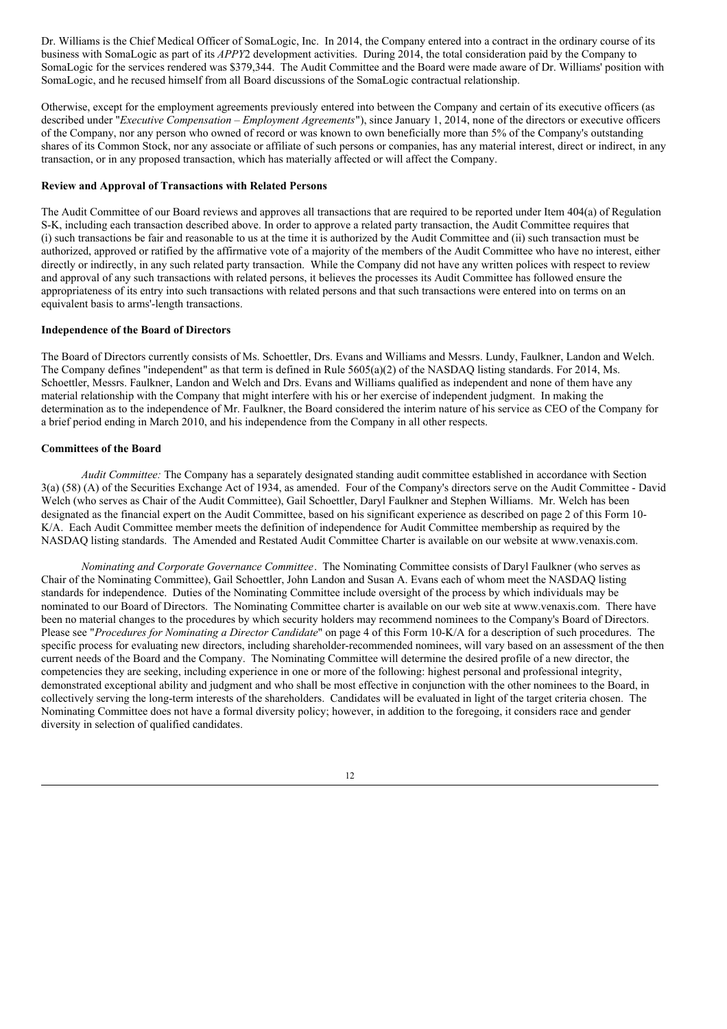Dr. Williams is the Chief Medical Officer of SomaLogic, Inc. In 2014, the Company entered into a contract in the ordinary course of its business with SomaLogic as part of its *APPY*2 development activities. During 2014, the total consideration paid by the Company to SomaLogic for the services rendered was $379,344. The Audit Committee and the Board were made aware of Dr. Williams' position with SomaLogic, and he recused himself from all Board discussions of the SomaLogic contractual relationship.

Otherwise, except for the employment agreements previously entered into between the Company and certain of its executive officers (as described under "*Executive Compensation – Employment Agreements*"), since January 1, 2014, none of the directors or executive officers of the Company, nor any person who owned of record or was known to own beneficially more than 5% of the Company's outstanding shares of its Common Stock, nor any associate or affiliate of such persons or companies, has any material interest, direct or indirect, in any transaction, or in any proposed transaction, which has materially affected or will affect the Company.

**Review and Approval of Transactions with Related Persons**

The Audit Committee of our Board reviews and approves all transactions that are required to be reported under Item 404(a) of Regulation S-K, including each transaction described above. In order to approve a related party transaction, the Audit Committee requires that (i) such transactions be fair and reasonable to us at the time it is authorized by the Audit Committee and (ii) such transaction must be authorized, approved or ratified by the affirmative vote of a majority of the members of the Audit Committee who have no interest, either directly or indirectly, in any such related party transaction. While the Company did not have any written polices with respect to review and approval of any such transactions with related persons, it believes the processes its Audit Committee has followed ensure the appropriateness of its entry into such transactions with related persons and that such transactions were entered into on terms on an equivalent basis to arms'-length transactions.

**Independence of the Board of Directors**

The Board of Directors currently consists of Ms. Schoettler, Drs. Evans and Williams and Messrs. Lundy, Faulkner, Landon and Welch. The Company defines "independent" as that term is defined in Rule 5605(a)(2) of the NASDAQ listing standards. For 2014, Ms. Schoettler, Messrs. Faulkner, Landon and Welch and Drs. Evans and Williams qualified as independent and none of them have any material relationship with the Company that might interfere with his or her exercise of independent judgment. In making the determination as to the independence of Mr. Faulkner, the Board considered the interim nature of his service as CEO of the Company for a brief period ending in March 2010, and his independence from the Company in all other respects.

**Committees of the Board**

*Audit Committee:* The Company has a separately designated standing audit committee established in accordance with Section 3(a) (58) (A) of the Securities Exchange Act of 1934, as amended. Four of the Company's directors serve on the Audit Committee - David Welch (who serves as Chair of the Audit Committee), Gail Schoettler, Daryl Faulkner and Stephen Williams. Mr. Welch has been designated as the financial expert on the Audit Committee, based on his significant experience as described on page 2 of this Form 10-K/A. Each Audit Committee member meets the definition of independence for Audit Committee membership as required by the NASDAQ listing standards. The Amended and Restated Audit Committee Charter is available on our website at www.venaxis.com.

*Nominating and Corporate Governance Committee*. The Nominating Committee consists of Daryl Faulkner (who serves as Chair of the Nominating Committee), Gail Schoettler, John Landon and Susan A. Evans each of whom meet the NASDAQ listing standards for independence. Duties of the Nominating Committee include oversight of the process by which individuals may be nominated to our Board of Directors. The Nominating Committee charter is available on our web site at www.venaxis.com. There have been no material changes to the procedures by which security holders may recommend nominees to the Company's Board of Directors. Please see "*Procedures for Nominating a Director Candidate*" on page 4 of this Form 10-K/A for a description of such procedures. The specific process for evaluating new directors, including shareholder-recommended nominees, will vary based on an assessment of the then current needs of the Board and the Company. The Nominating Committee will determine the desired profile of a new director, the competencies they are seeking, including experience in one or more of the following: highest personal and professional integrity, demonstrated exceptional ability and judgment and who shall be most effective in conjunction with the other nominees to the Board, in collectively serving the long-term interests of the shareholders. Candidates will be evaluated in light of the target criteria chosen. The Nominating Committee does not have a formal diversity policy; however, in addition to the foregoing, it considers race and gender diversity in selection of qualified candidates.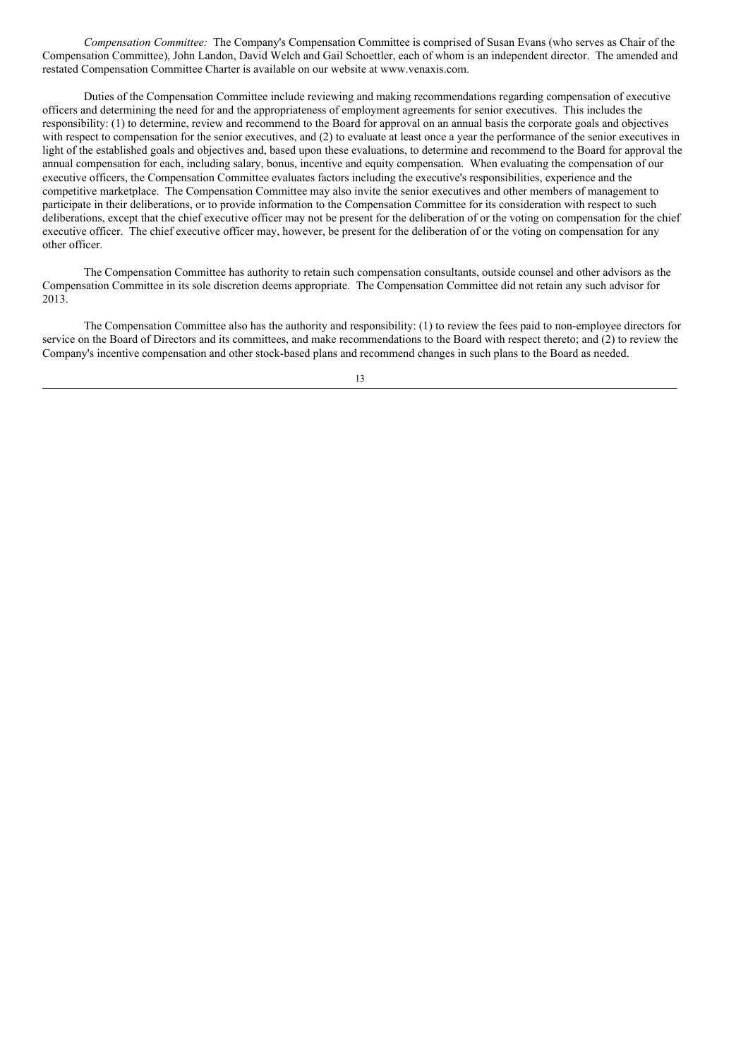*Compensation Committee:* The Company's Compensation Committee is comprised of Susan Evans (who serves as Chair of the Compensation Committee), John Landon, David Welch and Gail Schoettler, each of whom is an independent director. The amended and restated Compensation Committee Charter is available on our website at www.venaxis.com.

Duties of the Compensation Committee include reviewing and making recommendations regarding compensation of executive officers and determining the need for and the appropriateness of employment agreements for senior executives. This includes the responsibility: (1) to determine, review and recommend to the Board for approval on an annual basis the corporate goals and objectives with respect to compensation for the senior executives, and (2) to evaluate at least once a year the performance of the senior executives in light of the established goals and objectives and, based upon these evaluations, to determine and recommend to the Board for approval the annual compensation for each, including salary, bonus, incentive and equity compensation. When evaluating the compensation of our executive officers, the Compensation Committee evaluates factors including the executive's responsibilities, experience and the competitive marketplace. The Compensation Committee may also invite the senior executives and other members of management to participate in their deliberations, or to provide information to the Compensation Committee for its consideration with respect to such deliberations, except that the chief executive officer may not be present for the deliberation of or the voting on compensation for the chief executive officer. The chief executive officer may, however, be present for the deliberation of or the voting on compensation for any other officer.

The Compensation Committee has authority to retain such compensation consultants, outside counsel and other advisors as the Compensation Committee in its sole discretion deems appropriate. The Compensation Committee did not retain any such advisor for 2013.

The Compensation Committee also has the authority and responsibility: (1) to review the fees paid to non-employee directors for service on the Board of Directors and its committees, and make recommendations to the Board with respect thereto; and (2) to review the Company's incentive compensation and other stock-based plans and recommend changes in such plans to the Board as needed.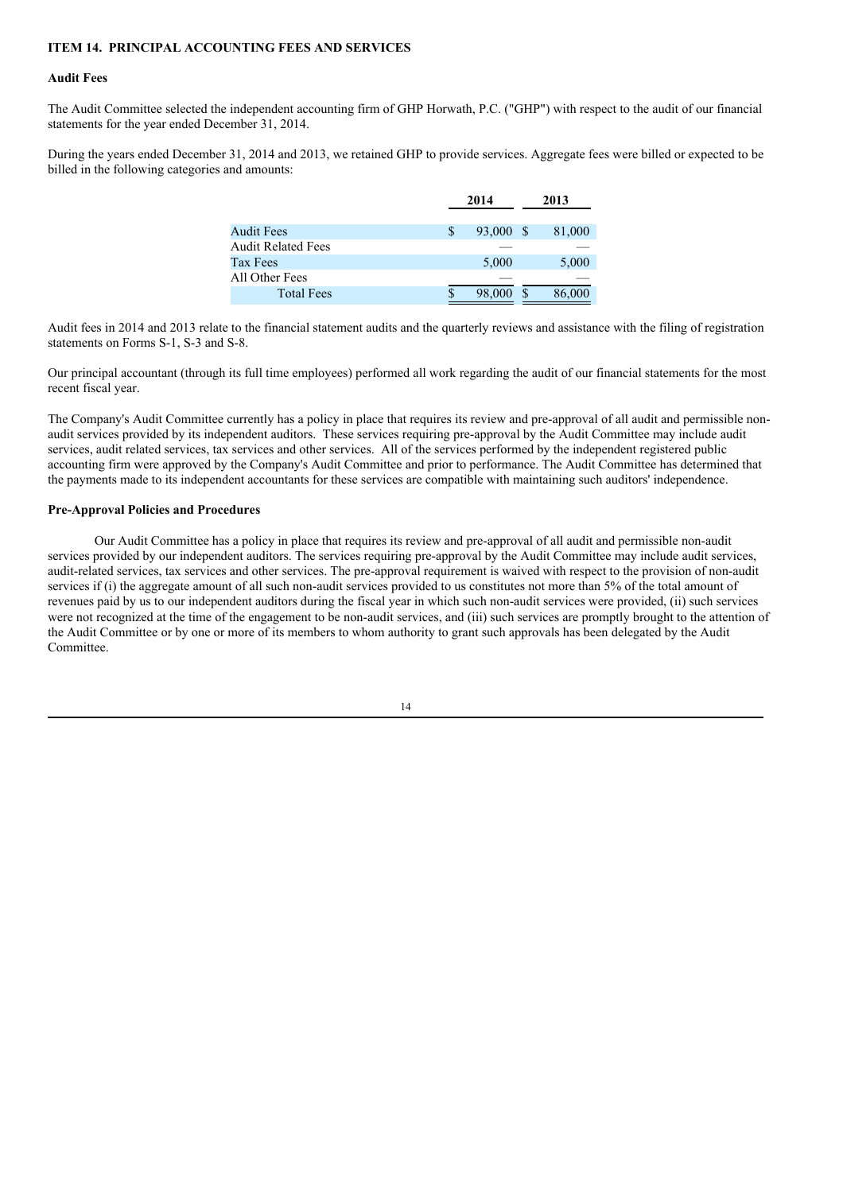### ITEM 14. PRINCIPAL ACCOUNTING FEES AND SERVICES

#### Audit Fees

The Audit Committee selected the independent accounting firm of GHP Horwath, P.C. ("GHP") with respect to the audit of our financial statements for the year ended December 31, 2014.

During the years ended December 31, 2014 and 2013, we retained GHP to provide services. Aggregate fees were billed or expected to be billed in the following categories and amounts:

| | 2014 | 2013 |
|---|---|---|
| Audit Fees | $ 93,000 | $ 81,000 |
| Audit Related Fees | — | — |
| Tax Fees | 5,000 | 5,000 |
| All Other Fees | — | — |
| Total Fees | $ 98,000 | $ 86,000 |

Audit fees in 2014 and 2013 relate to the financial statement audits and the quarterly reviews and assistance with the filing of registration statements on Forms S-1, S-3 and S-8.

Our principal accountant (through its full time employees) performed all work regarding the audit of our financial statements for the most recent fiscal year.

The Company's Audit Committee currently has a policy in place that requires its review and pre-approval of all audit and permissible non-audit services provided by its independent auditors. These services requiring pre-approval by the Audit Committee may include audit services, audit related services, tax services and other services. All of the services performed by the independent registered public accounting firm were approved by the Company's Audit Committee and prior to performance. The Audit Committee has determined that the payments made to its independent accountants for these services are compatible with maintaining such auditors' independence.

#### Pre-Approval Policies and Procedures

Our Audit Committee has a policy in place that requires its review and pre-approval of all audit and permissible non-audit services provided by our independent auditors. The services requiring pre-approval by the Audit Committee may include audit services, audit-related services, tax services and other services. The pre-approval requirement is waived with respect to the provision of non-audit services if (i) the aggregate amount of all such non-audit services provided to us constitutes not more than 5% of the total amount of revenues paid by us to our independent auditors during the fiscal year in which such non-audit services were provided, (ii) such services were not recognized at the time of the engagement to be non-audit services, and (iii) such services are promptly brought to the attention of the Audit Committee or by one or more of its members to whom authority to grant such approvals has been delegated by the Audit Committee.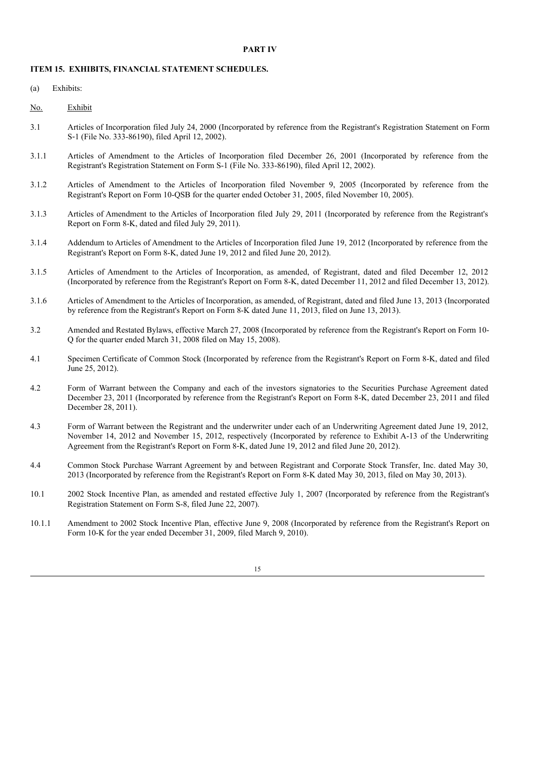**PART IV**

**ITEM 15. EXHIBITS, FINANCIAL STATEMENT SCHEDULES.**

(a) Exhibits:

| No. | Exhibit |
|---|---|
| 3.1 | Articles of Incorporation filed July 24, 2000 (Incorporated by reference from the Registrant's Registration Statement on Form S-1 (File No. 333-86190), filed April 12, 2002). |
| 3.1.1 | Articles of Amendment to the Articles of Incorporation filed December 26, 2001 (Incorporated by reference from the Registrant's Registration Statement on Form S-1 (File No. 333-86190), filed April 12, 2002). |
| 3.1.2 | Articles of Amendment to the Articles of Incorporation filed November 9, 2005 (Incorporated by reference from the Registrant's Report on Form 10-QSB for the quarter ended October 31, 2005, filed November 10, 2005). |
| 3.1.3 | Articles of Amendment to the Articles of Incorporation filed July 29, 2011 (Incorporated by reference from the Registrant's Report on Form 8-K, dated and filed July 29, 2011). |
| 3.1.4 | Addendum to Articles of Amendment to the Articles of Incorporation filed June 19, 2012 (Incorporated by reference from the Registrant's Report on Form 8-K, dated June 19, 2012 and filed June 20, 2012). |
| 3.1.5 | Articles of Amendment to the Articles of Incorporation, as amended, of Registrant, dated and filed December 12, 2012 (Incorporated by reference from the Registrant's Report on Form 8-K, dated December 11, 2012 and filed December 13, 2012). |
| 3.1.6 | Articles of Amendment to the Articles of Incorporation, as amended, of Registrant, dated and filed June 13, 2013 (Incorporated by reference from the Registrant's Report on Form 8-K dated June 11, 2013, filed on June 13, 2013). |
| 3.2 | Amended and Restated Bylaws, effective March 27, 2008 (Incorporated by reference from the Registrant's Report on Form 10-Q for the quarter ended March 31, 2008 filed on May 15, 2008). |
| 4.1 | Specimen Certificate of Common Stock (Incorporated by reference from the Registrant's Report on Form 8-K, dated and filed June 25, 2012). |
| 4.2 | Form of Warrant between the Company and each of the investors signatories to the Securities Purchase Agreement dated December 23, 2011 (Incorporated by reference from the Registrant's Report on Form 8-K, dated December 23, 2011 and filed December 28, 2011). |
| 4.3 | Form of Warrant between the Registrant and the underwriter under each of an Underwriting Agreement dated June 19, 2012, November 14, 2012 and November 15, 2012, respectively (Incorporated by reference to Exhibit A-13 of the Underwriting Agreement from the Registrant's Report on Form 8-K, dated June 19, 2012 and filed June 20, 2012). |
| 4.4 | Common Stock Purchase Warrant Agreement by and between Registrant and Corporate Stock Transfer, Inc. dated May 30, 2013 (Incorporated by reference from the Registrant's Report on Form 8-K dated May 30, 2013, filed on May 30, 2013). |
| 10.1 | 2002 Stock Incentive Plan, as amended and restated effective July 1, 2007 (Incorporated by reference from the Registrant's Registration Statement on Form S-8, filed June 22, 2007). |
| 10.1.1 | Amendment to 2002 Stock Incentive Plan, effective June 9, 2008 (Incorporated by reference from the Registrant's Report on Form 10-K for the year ended December 31, 2009, filed March 9, 2010). |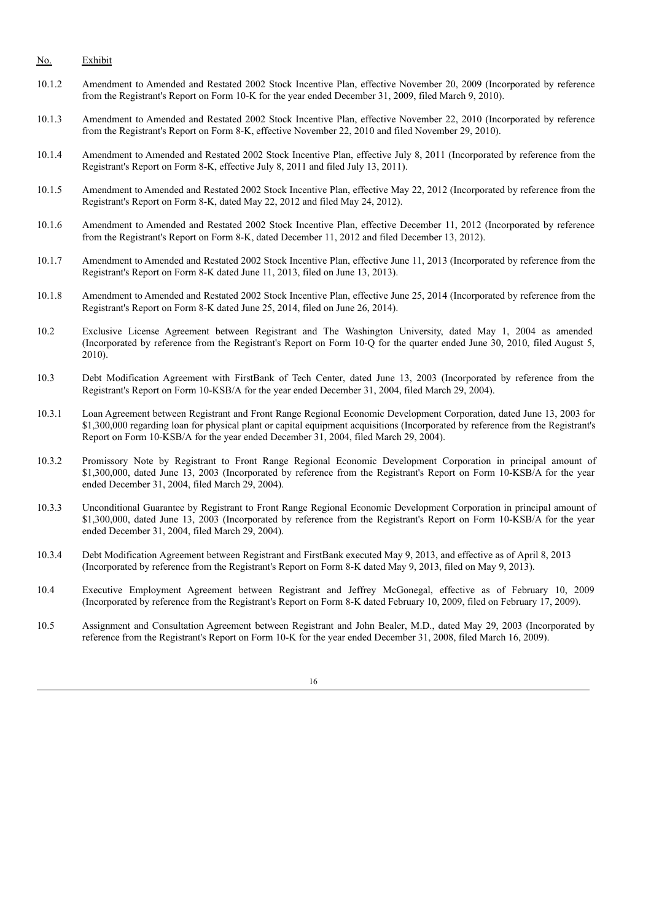| No. | Exhibit |
|---|---|
| 10.1.2 | Amendment to Amended and Restated 2002 Stock Incentive Plan, effective November 20, 2009 (Incorporated by reference from the Registrant's Report on Form 10-K for the year ended December 31, 2009, filed March 9, 2010). |
| 10.1.3 | Amendment to Amended and Restated 2002 Stock Incentive Plan, effective November 22, 2010 (Incorporated by reference from the Registrant's Report on Form 8-K, effective November 22, 2010 and filed November 29, 2010). |
| 10.1.4 | Amendment to Amended and Restated 2002 Stock Incentive Plan, effective July 8, 2011 (Incorporated by reference from the Registrant's Report on Form 8-K, effective July 8, 2011 and filed July 13, 2011). |
| 10.1.5 | Amendment to Amended and Restated 2002 Stock Incentive Plan, effective May 22, 2012 (Incorporated by reference from the Registrant's Report on Form 8-K, dated May 22, 2012 and filed May 24, 2012). |
| 10.1.6 | Amendment to Amended and Restated 2002 Stock Incentive Plan, effective December 11, 2012 (Incorporated by reference from the Registrant's Report on Form 8-K, dated December 11, 2012 and filed December 13, 2012). |
| 10.1.7 | Amendment to Amended and Restated 2002 Stock Incentive Plan, effective June 11, 2013 (Incorporated by reference from the Registrant's Report on Form 8-K dated June 11, 2013, filed on June 13, 2013). |
| 10.1.8 | Amendment to Amended and Restated 2002 Stock Incentive Plan, effective June 25, 2014 (Incorporated by reference from the Registrant's Report on Form 8-K dated June 25, 2014, filed on June 26, 2014). |
| 10.2 | Exclusive License Agreement between Registrant and The Washington University, dated May 1, 2004 as amended (Incorporated by reference from the Registrant's Report on Form 10-Q for the quarter ended June 30, 2010, filed August 5, 2010). |
| 10.3 | Debt Modification Agreement with FirstBank of Tech Center, dated June 13, 2003 (Incorporated by reference from the Registrant's Report on Form 10-KSB/A for the year ended December 31, 2004, filed March 29, 2004). |
| 10.3.1 | Loan Agreement between Registrant and Front Range Regional Economic Development Corporation, dated June 13, 2003 for $1,300,000 regarding loan for physical plant or capital equipment acquisitions (Incorporated by reference from the Registrant's Report on Form 10-KSB/A for the year ended December 31, 2004, filed March 29, 2004). |
| 10.3.2 | Promissory Note by Registrant to Front Range Regional Economic Development Corporation in principal amount of $1,300,000, dated June 13, 2003 (Incorporated by reference from the Registrant's Report on Form 10-KSB/A for the year ended December 31, 2004, filed March 29, 2004). |
| 10.3.3 | Unconditional Guarantee by Registrant to Front Range Regional Economic Development Corporation in principal amount of $1,300,000, dated June 13, 2003 (Incorporated by reference from the Registrant's Report on Form 10-KSB/A for the year ended December 31, 2004, filed March 29, 2004). |
| 10.3.4 | Debt Modification Agreement between Registrant and FirstBank executed May 9, 2013, and effective as of April 8, 2013 (Incorporated by reference from the Registrant's Report on Form 8-K dated May 9, 2013, filed on May 9, 2013). |
| 10.4 | Executive Employment Agreement between Registrant and Jeffrey McGonegal, effective as of February 10, 2009 (Incorporated by reference from the Registrant's Report on Form 8-K dated February 10, 2009, filed on February 17, 2009). |
| 10.5 | Assignment and Consultation Agreement between Registrant and John Bealer, M.D., dated May 29, 2003 (Incorporated by reference from the Registrant's Report on Form 10-K for the year ended December 31, 2008, filed March 16, 2009). |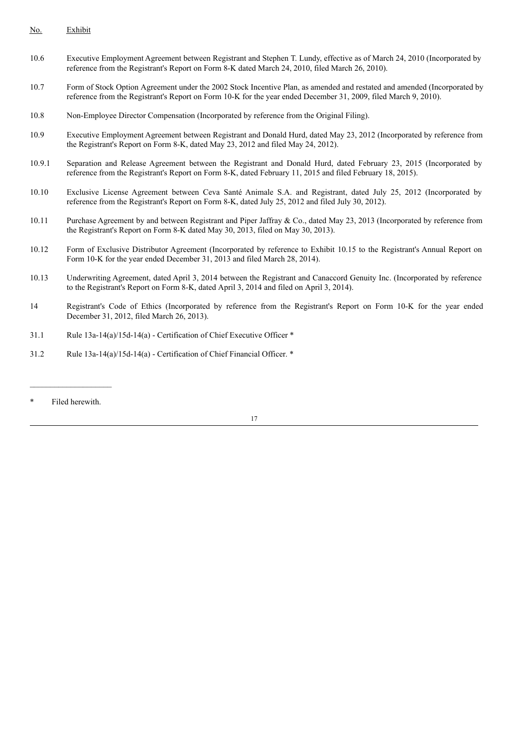| No. | Exhibit |
|---|---|
| 10.6 | Executive Employment Agreement between Registrant and Stephen T. Lundy, effective as of March 24, 2010 (Incorporated by reference from the Registrant's Report on Form 8-K dated March 24, 2010, filed March 26, 2010). |
| 10.7 | Form of Stock Option Agreement under the 2002 Stock Incentive Plan, as amended and restated and amended (Incorporated by reference from the Registrant's Report on Form 10-K for the year ended December 31, 2009, filed March 9, 2010). |
| 10.8 | Non-Employee Director Compensation (Incorporated by reference from the Original Filing). |
| 10.9 | Executive Employment Agreement between Registrant and Donald Hurd, dated May 23, 2012 (Incorporated by reference from the Registrant's Report on Form 8-K, dated May 23, 2012 and filed May 24, 2012). |
| 10.9.1 | Separation and Release Agreement between the Registrant and Donald Hurd, dated February 23, 2015 (Incorporated by reference from the Registrant's Report on Form 8-K, dated February 11, 2015 and filed February 18, 2015). |
| 10.10 | Exclusive License Agreement between Ceva Santé Animale S.A. and Registrant, dated July 25, 2012 (Incorporated by reference from the Registrant's Report on Form 8-K, dated July 25, 2012 and filed July 30, 2012). |
| 10.11 | Purchase Agreement by and between Registrant and Piper Jaffray & Co., dated May 23, 2013 (Incorporated by reference from the Registrant's Report on Form 8-K dated May 30, 2013, filed on May 30, 2013). |
| 10.12 | Form of Exclusive Distributor Agreement (Incorporated by reference to Exhibit 10.15 to the Registrant's Annual Report on Form 10-K for the year ended December 31, 2013 and filed March 28, 2014). |
| 10.13 | Underwriting Agreement, dated April 3, 2014 between the Registrant and Canaccord Genuity Inc. (Incorporated by reference to the Registrant's Report on Form 8-K, dated April 3, 2014 and filed on April 3, 2014). |
| 14 | Registrant's Code of Ethics (Incorporated by reference from the Registrant's Report on Form 10-K for the year ended December 31, 2012, filed March 26, 2013). |
| 31.1 | Rule 13a-14(a)/15d-14(a) - Certification of Chief Executive Officer * |
| 31.2 | Rule 13a-14(a)/15d-14(a) - Certification of Chief Financial Officer. * |

\* Filed herewith.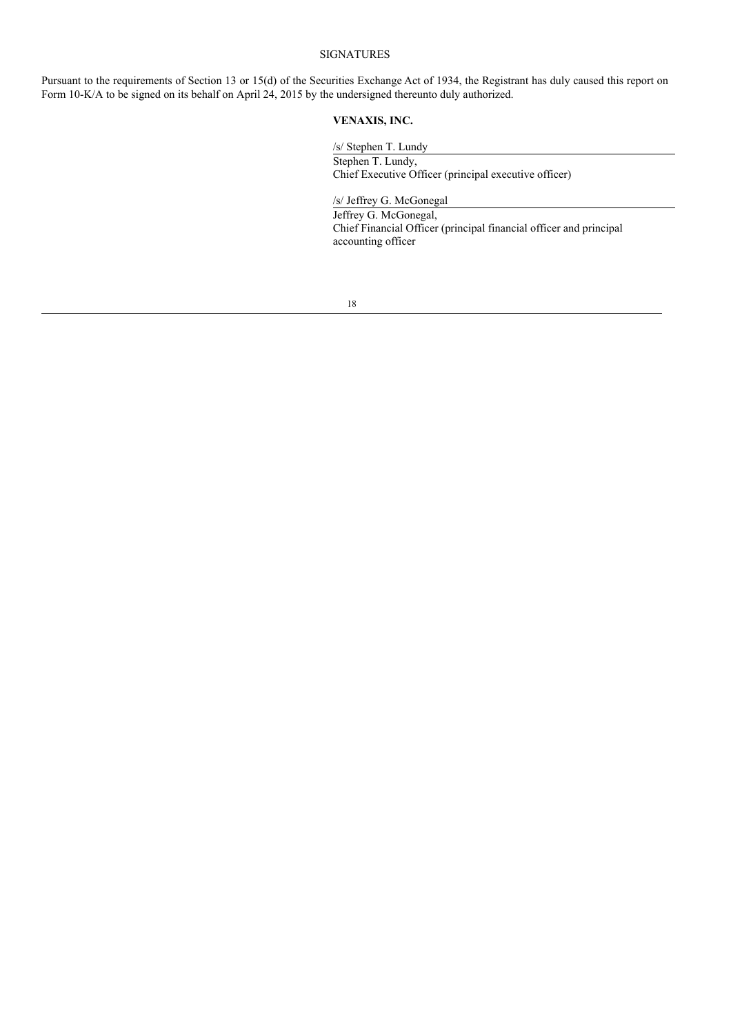SIGNATURES

Pursuant to the requirements of Section 13 or 15(d) of the Securities Exchange Act of 1934, the Registrant has duly caused this report on Form 10-K/A to be signed on its behalf on April 24, 2015 by the undersigned thereunto duly authorized.

**VENAXIS, INC.**

/s/ Stephen T. Lundy

Stephen T. Lundy,
Chief Executive Officer (principal executive officer)

/s/ Jeffrey G. McGonegal

Jeffrey G. McGonegal,
Chief Financial Officer (principal financial officer and principal accounting officer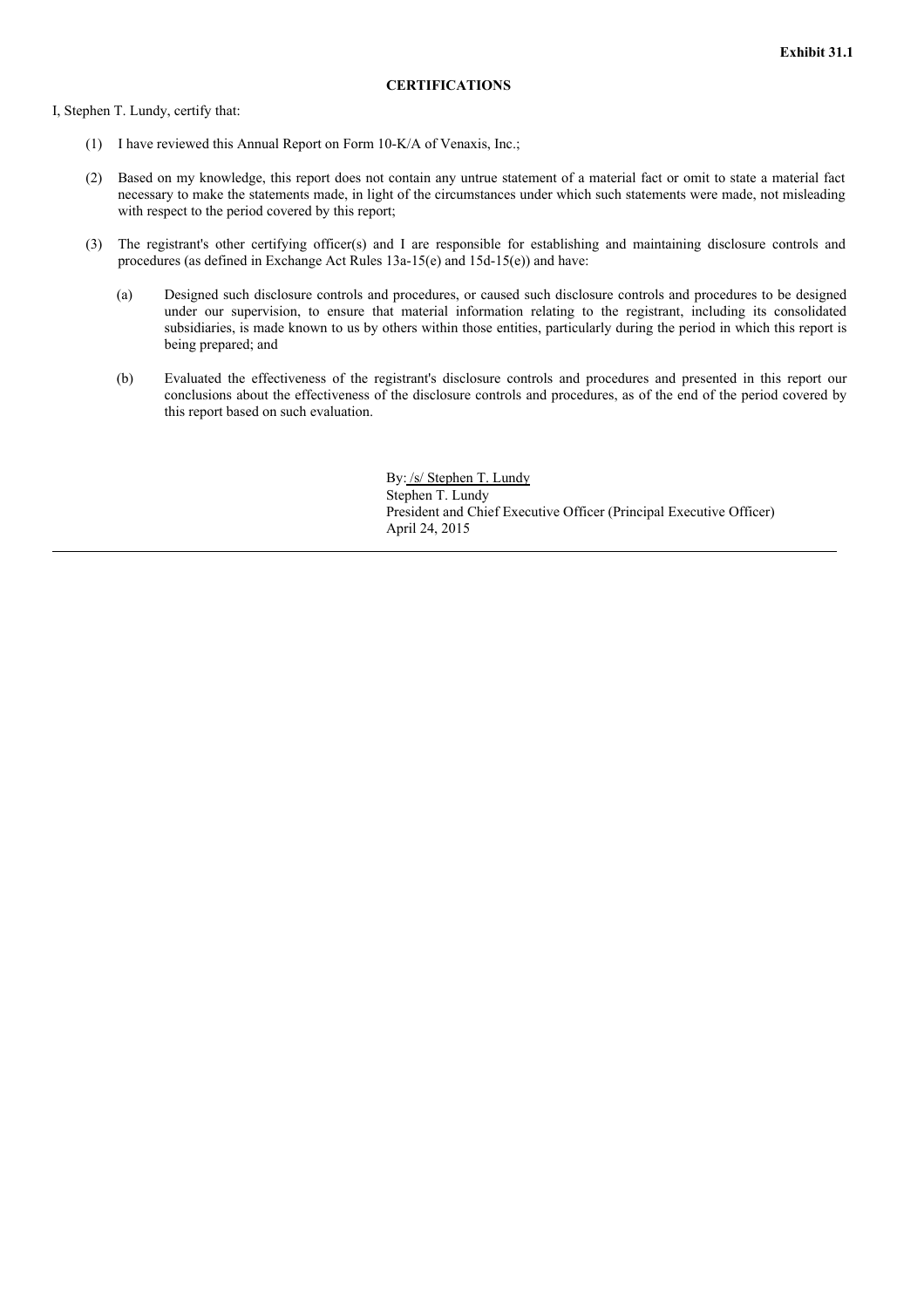**Exhibit 31.1**

**CERTIFICATIONS**

I, Stephen T. Lundy, certify that:

(1) I have reviewed this Annual Report on Form 10-K/A of Venaxis, Inc.;

(2) Based on my knowledge, this report does not contain any untrue statement of a material fact or omit to state a material fact necessary to make the statements made, in light of the circumstances under which such statements were made, not misleading with respect to the period covered by this report;

(3) The registrant's other certifying officer(s) and I are responsible for establishing and maintaining disclosure controls and procedures (as defined in Exchange Act Rules 13a-15(e) and 15d-15(e)) and have:

(a) Designed such disclosure controls and procedures, or caused such disclosure controls and procedures to be designed under our supervision, to ensure that material information relating to the registrant, including its consolidated subsidiaries, is made known to us by others within those entities, particularly during the period in which this report is being prepared; and

(b) Evaluated the effectiveness of the registrant's disclosure controls and procedures and presented in this report our conclusions about the effectiveness of the disclosure controls and procedures, as of the end of the period covered by this report based on such evaluation.

By: /s/ Stephen T. Lundy
Stephen T. Lundy
President and Chief Executive Officer (Principal Executive Officer)
April 24, 2015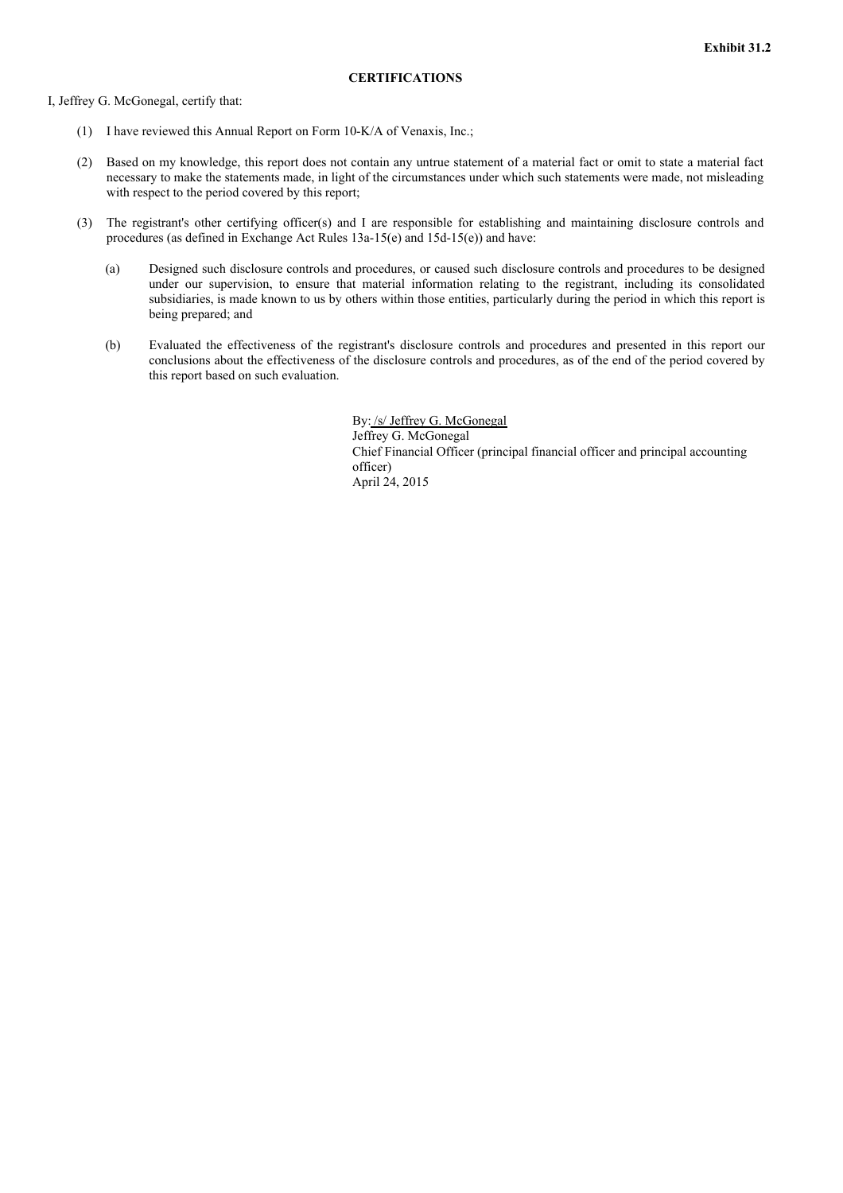**Exhibit 31.2**

**CERTIFICATIONS**

I, Jeffrey G. McGonegal, certify that:

(1) I have reviewed this Annual Report on Form 10-K/A of Venaxis, Inc.;

(2) Based on my knowledge, this report does not contain any untrue statement of a material fact or omit to state a material fact necessary to make the statements made, in light of the circumstances under which such statements were made, not misleading with respect to the period covered by this report;

(3) The registrant's other certifying officer(s) and I are responsible for establishing and maintaining disclosure controls and procedures (as defined in Exchange Act Rules 13a-15(e) and 15d-15(e)) and have:

(a) Designed such disclosure controls and procedures, or caused such disclosure controls and procedures to be designed under our supervision, to ensure that material information relating to the registrant, including its consolidated subsidiaries, is made known to us by others within those entities, particularly during the period in which this report is being prepared; and

(b) Evaluated the effectiveness of the registrant's disclosure controls and procedures and presented in this report our conclusions about the effectiveness of the disclosure controls and procedures, as of the end of the period covered by this report based on such evaluation.

By: /s/ Jeffrey G. McGonegal
Jeffrey G. McGonegal
Chief Financial Officer (principal financial officer and principal accounting officer)
April 24, 2015